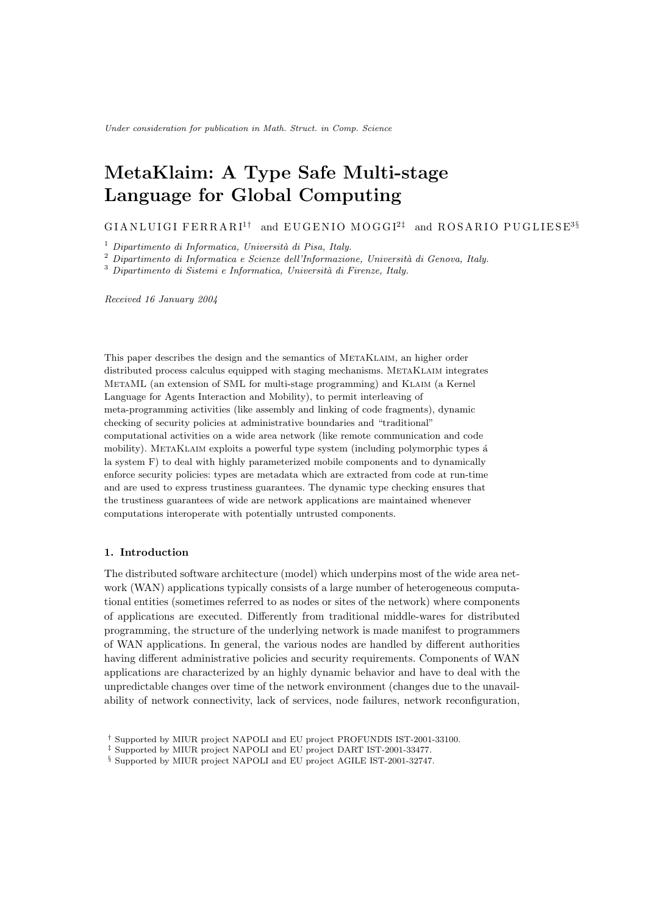*Under consideration for publication in Math. Struct. in Comp. Science*

# MetaKlaim: A Type Safe Multi-stage Language for Global Computing

GIANLUIGI FERRARI[1†] and EUGENIO MOGGI[2‡] and ROSARIO PUGLIESE[3§]

[1] *Dipartimento di Informatica, Università di Pisa, Italy.*
[2] *Dipartimento di Informatica e Scienze dell'Informazione, Università di Genova, Italy.*
[3] *Dipartimento di Sistemi e Informatica, Università di Firenze, Italy.*

*Received 16 January 2004*

This paper describes the design and the semantics of MetaKlaim, an higher order distributed process calculus equipped with staging mechanisms. MetaKlaim integrates MetaML (an extension of SML for multi-stage programming) and Klaim (a Kernel Language for Agents Interaction and Mobility), to permit interleaving of meta-programming activities (like assembly and linking of code fragments), dynamic checking of security policies at administrative boundaries and "traditional" computational activities on a wide area network (like remote communication and code mobility). MetaKlaim exploits a powerful type system (including polymorphic types á la system F) to deal with highly parameterized mobile components and to dynamically enforce security policies: types are metadata which are extracted from code at run-time and are used to express trustiness guarantees. The dynamic type checking ensures that the trustiness guarantees of wide are network applications are maintained whenever computations interoperate with potentially untrusted components.

## 1. Introduction

The distributed software architecture (model) which underpins most of the wide area network (WAN) applications typically consists of a large number of heterogeneous computational entities (sometimes referred to as nodes or sites of the network) where components of applications are executed. Differently from traditional middle-wares for distributed programming, the structure of the underlying network is made manifest to programmers of WAN applications. In general, the various nodes are handled by different authorities having different administrative policies and security requirements. Components of WAN applications are characterized by an highly dynamic behavior and have to deal with the unpredictable changes over time of the network environment (changes due to the unavailability of network connectivity, lack of services, node failures, network reconfiguration,

[†] Supported by MIUR project NAPOLI and EU project PROFUNDIS IST-2001-33100.
[‡] Supported by MIUR project NAPOLI and EU project DART IST-2001-33477.
[§] Supported by MIUR project NAPOLI and EU project AGILE IST-2001-32747.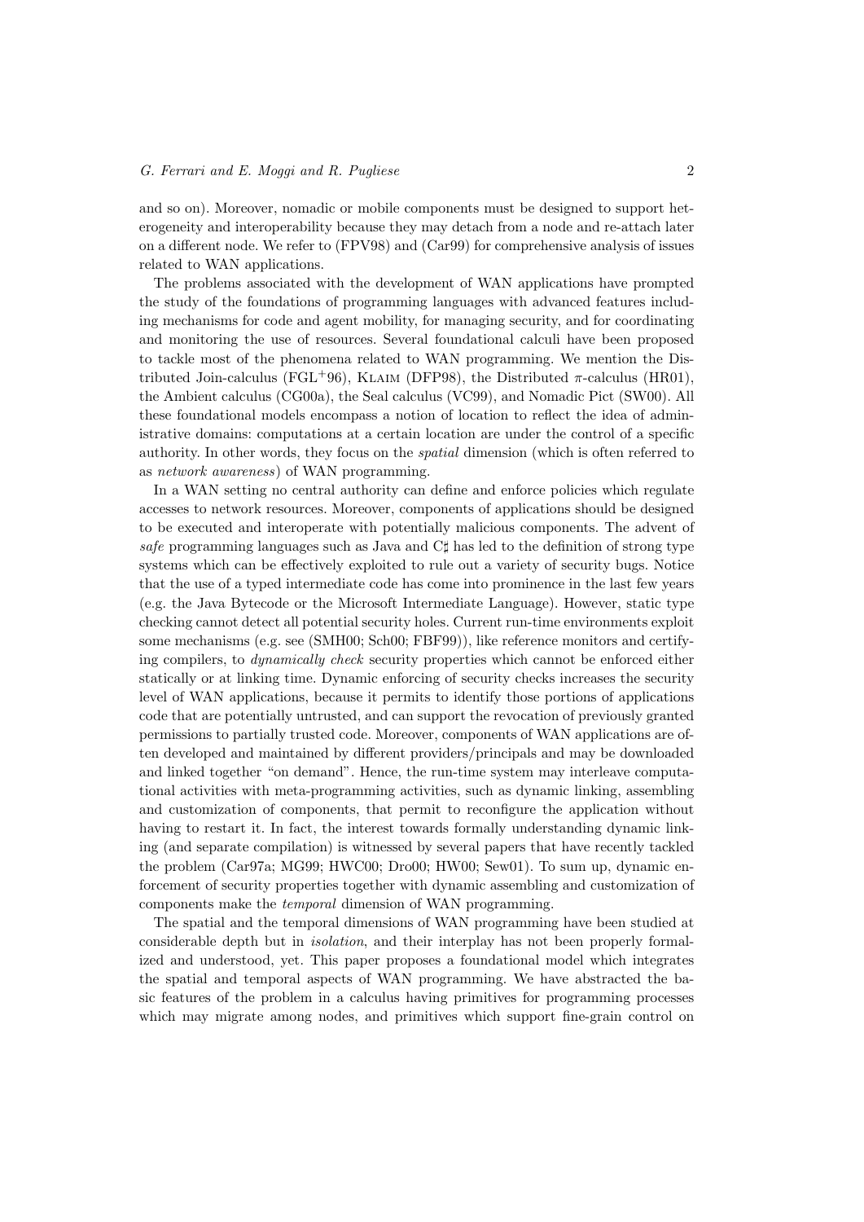and so on). Moreover, nomadic or mobile components must be designed to support heterogeneity and interoperability because they may detach from a node and re-attach later on a different node. We refer to (FPV98) and (Car99) for comprehensive analysis of issues related to WAN applications.

The problems associated with the development of WAN applications have prompted the study of the foundations of programming languages with advanced features including mechanisms for code and agent mobility, for managing security, and for coordinating and monitoring the use of resources. Several foundational calculi have been proposed to tackle most of the phenomena related to WAN programming. We mention the Distributed Join-calculus (FGL+96), Klaim (DFP98), the Distributed $\pi$-calculus (HR01), the Ambient calculus (CG00a), the Seal calculus (VC99), and Nomadic Pict (SW00). All these foundational models encompass a notion of location to reflect the idea of administrative domains: computations at a certain location are under the control of a specific authority. In other words, they focus on the *spatial* dimension (which is often referred to as *network awareness*) of WAN programming.

In a WAN setting no central authority can define and enforce policies which regulate accesses to network resources. Moreover, components of applications should be designed to be executed and interoperate with potentially malicious components. The advent of *safe* programming languages such as Java and C♯ has led to the definition of strong type systems which can be effectively exploited to rule out a variety of security bugs. Notice that the use of a typed intermediate code has come into prominence in the last few years (e.g. the Java Bytecode or the Microsoft Intermediate Language). However, static type checking cannot detect all potential security holes. Current run-time environments exploit some mechanisms (e.g. see (SMH00; Sch00; FBF99)), like reference monitors and certifying compilers, to *dynamically check* security properties which cannot be enforced either statically or at linking time. Dynamic enforcing of security checks increases the security level of WAN applications, because it permits to identify those portions of applications code that are potentially untrusted, and can support the revocation of previously granted permissions to partially trusted code. Moreover, components of WAN applications are often developed and maintained by different providers/principals and may be downloaded and linked together "on demand". Hence, the run-time system may interleave computational activities with meta-programming activities, such as dynamic linking, assembling and customization of components, that permit to reconfigure the application without having to restart it. In fact, the interest towards formally understanding dynamic linking (and separate compilation) is witnessed by several papers that have recently tackled the problem (Car97a; MG99; HWC00; Dro00; HW00; Sew01). To sum up, dynamic enforcement of security properties together with dynamic assembling and customization of components make the *temporal* dimension of WAN programming.

The spatial and the temporal dimensions of WAN programming have been studied at considerable depth but in *isolation*, and their interplay has not been properly formalized and understood, yet. This paper proposes a foundational model which integrates the spatial and temporal aspects of WAN programming. We have abstracted the basic features of the problem in a calculus having primitives for programming processes which may migrate among nodes, and primitives which support fine-grain control on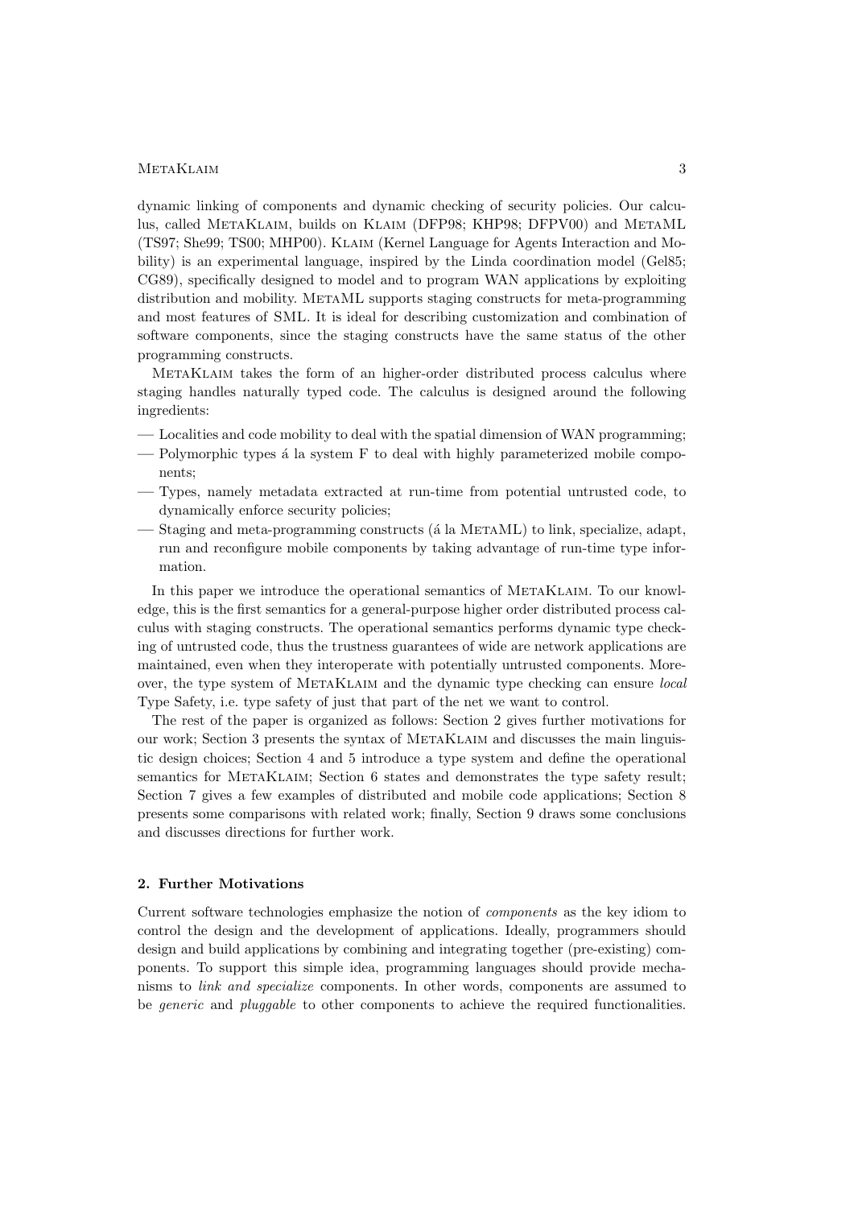dynamic linking of components and dynamic checking of security policies. Our calculus, called MetaKlaim, builds on Klaim (DFP98; KHP98; DFPV00) and MetaML (TS97; She99; TS00; MHP00). Klaim (Kernel Language for Agents Interaction and Mobility) is an experimental language, inspired by the Linda coordination model (Gel85; CG89), specifically designed to model and to program WAN applications by exploiting distribution and mobility. MetaML supports staging constructs for meta-programming and most features of SML. It is ideal for describing customization and combination of software components, since the staging constructs have the same status of the other programming constructs.

MetaKlaim takes the form of an higher-order distributed process calculus where staging handles naturally typed code. The calculus is designed around the following ingredients:

- Localities and code mobility to deal with the spatial dimension of WAN programming;
- Polymorphic types á la system F to deal with highly parameterized mobile components;
- Types, namely metadata extracted at run-time from potential untrusted code, to dynamically enforce security policies;
- Staging and meta-programming constructs (á la MetaML) to link, specialize, adapt, run and reconfigure mobile components by taking advantage of run-time type information.

In this paper we introduce the operational semantics of MetaKlaim. To our knowledge, this is the first semantics for a general-purpose higher order distributed process calculus with staging constructs. The operational semantics performs dynamic type checking of untrusted code, thus the trustness guarantees of wide are network applications are maintained, even when they interoperate with potentially untrusted components. Moreover, the type system of MetaKlaim and the dynamic type checking can ensure *local* Type Safety, i.e. type safety of just that part of the net we want to control.

The rest of the paper is organized as follows: Section 2 gives further motivations for our work; Section 3 presents the syntax of MetaKlaim and discusses the main linguistic design choices; Section 4 and 5 introduce a type system and define the operational semantics for MetaKlaim; Section 6 states and demonstrates the type safety result; Section 7 gives a few examples of distributed and mobile code applications; Section 8 presents some comparisons with related work; finally, Section 9 draws some conclusions and discusses directions for further work.

## 2. Further Motivations

Current software technologies emphasize the notion of *components* as the key idiom to control the design and the development of applications. Ideally, programmers should design and build applications by combining and integrating together (pre-existing) components. To support this simple idea, programming languages should provide mechanisms to *link and specialize* components. In other words, components are assumed to be *generic* and *pluggable* to other components to achieve the required functionalities.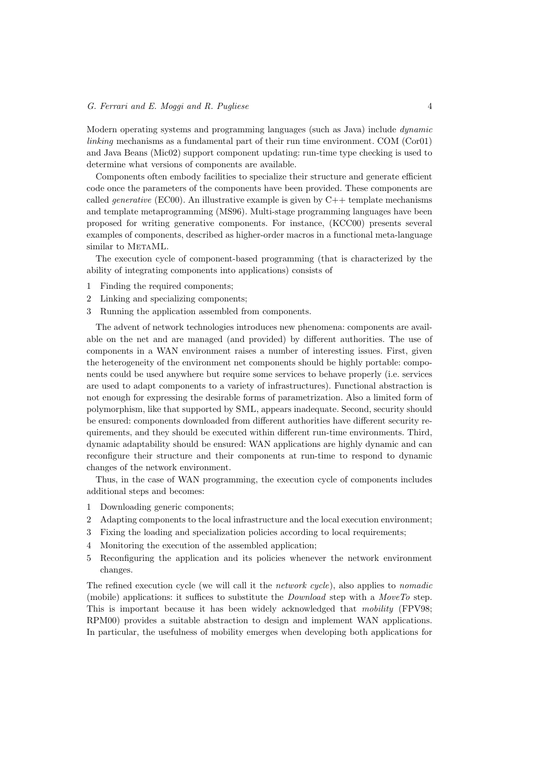Modern operating systems and programming languages (such as Java) include *dynamic linking* mechanisms as a fundamental part of their run time environment. COM (Cor01) and Java Beans (Mic02) support component updating: run-time type checking is used to determine what versions of components are available.

Components often embody facilities to specialize their structure and generate efficient code once the parameters of the components have been provided. These components are called *generative* (EC00). An illustrative example is given by C++ template mechanisms and template metaprogramming (MS96). Multi-stage programming languages have been proposed for writing generative components. For instance, (KCC00) presents several examples of components, described as higher-order macros in a functional meta-language similar to MetaML.

The execution cycle of component-based programming (that is characterized by the ability of integrating components into applications) consists of

1. Finding the required components;
2. Linking and specializing components;
3. Running the application assembled from components.

The advent of network technologies introduces new phenomena: components are available on the net and are managed (and provided) by different authorities. The use of components in a WAN environment raises a number of interesting issues. First, given the heterogeneity of the environment net components should be highly portable: components could be used anywhere but require some services to behave properly (i.e. services are used to adapt components to a variety of infrastructures). Functional abstraction is not enough for expressing the desirable forms of parametrization. Also a limited form of polymorphism, like that supported by SML, appears inadequate. Second, security should be ensured: components downloaded from different authorities have different security requirements, and they should be executed within different run-time environments. Third, dynamic adaptability should be ensured: WAN applications are highly dynamic and can reconfigure their structure and their components at run-time to respond to dynamic changes of the network environment.

Thus, in the case of WAN programming, the execution cycle of components includes additional steps and becomes:

1. Downloading generic components;
2. Adapting components to the local infrastructure and the local execution environment;
3. Fixing the loading and specialization policies according to local requirements;
4. Monitoring the execution of the assembled application;
5. Reconfiguring the application and its policies whenever the network environment changes.

The refined execution cycle (we will call it the *network cycle*), also applies to *nomadic* (mobile) applications: it suffices to substitute the *Download* step with a *MoveTo* step. This is important because it has been widely acknowledged that *mobility* (FPV98; RPM00) provides a suitable abstraction to design and implement WAN applications. In particular, the usefulness of mobility emerges when developing both applications for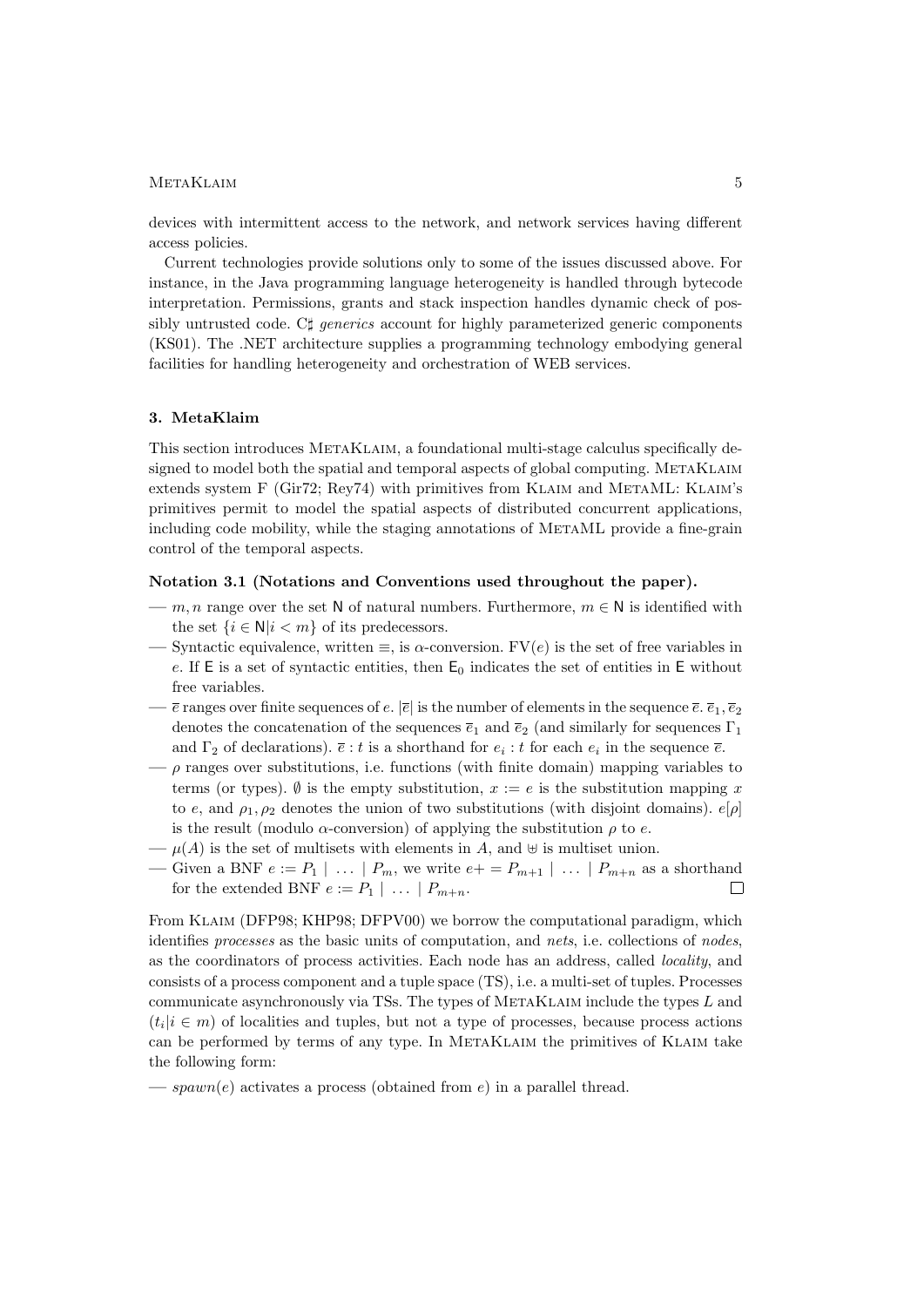devices with intermittent access to the network, and network services having different access policies.

Current technologies provide solutions only to some of the issues discussed above. For instance, in the Java programming language heterogeneity is handled through bytecode interpretation. Permissions, grants and stack inspection handles dynamic check of possibly untrusted code. C♯ *generics* account for highly parameterized generic components (KS01). The .NET architecture supplies a programming technology embodying general facilities for handling heterogeneity and orchestration of WEB services.

## 3. MetaKlaim

This section introduces MetaKlaim, a foundational multi-stage calculus specifically designed to model both the spatial and temporal aspects of global computing. MetaKlaim extends system F (Gir72; Rey74) with primitives from Klaim and MetaML: Klaim's primitives permit to model the spatial aspects of distributed concurrent applications, including code mobility, while the staging annotations of MetaML provide a fine-grain control of the temporal aspects.

**Notation 3.1 (Notations and Conventions used throughout the paper).**

— $m, n$ range over the set $\mathsf{N}$ of natural numbers. Furthermore, $m \in \mathsf{N}$ is identified with the set $\{i \in \mathsf{N} | i < m\}$ of its predecessors.

— Syntactic equivalence, written $\equiv$, is $\alpha$-conversion. $\mathrm{FV}(e)$ is the set of free variables in $e$. If $\mathsf{E}$ is a set of syntactic entities, then $\mathsf{E}_0$ indicates the set of entities in $\mathsf{E}$ without free variables.

— $\overline{e}$ ranges over finite sequences of $e$. $|\overline{e}|$ is the number of elements in the sequence $\overline{e}$. $\overline{e}_1, \overline{e}_2$ denotes the concatenation of the sequences $\overline{e}_1$ and $\overline{e}_2$ (and similarly for sequences $\Gamma_1$ and $\Gamma_2$ of declarations). $\overline{e} : t$ is a shorthand for $e_i : t$ for each $e_i$ in the sequence $\overline{e}$.

— $\rho$ ranges over substitutions, i.e. functions (with finite domain) mapping variables to terms (or types). $\emptyset$ is the empty substitution, $x := e$ is the substitution mapping $x$ to $e$, and $\rho_1, \rho_2$ denotes the union of two substitutions (with disjoint domains). $e[\rho]$ is the result (modulo $\alpha$-conversion) of applying the substitution $\rho$ to $e$.

— $\mu(A)$ is the set of multisets with elements in $A$, and $\uplus$ is multiset union.

— Given a BNF $e := P_1 \mid \ldots \mid P_m$, we write $e+ = P_{m+1} \mid \ldots \mid P_{m+n}$ as a shorthand for the extended BNF $e := P_1 \mid \ldots \mid P_{m+n}$. □

From Klaim (DFP98; KHP98; DFPV00) we borrow the computational paradigm, which identifies *processes* as the basic units of computation, and *nets*, i.e. collections of *nodes*, as the coordinators of process activities. Each node has an address, called *locality*, and consists of a process component and a tuple space (TS), i.e. a multi-set of tuples. Processes communicate asynchronously via TSs. The types of MetaKlaim include the types $L$ and $(t_i | i \in m)$ of localities and tuples, but not a type of processes, because process actions can be performed by terms of any type. In MetaKlaim the primitives of Klaim take the following form:

— *spawn*$(e)$ activates a process (obtained from $e$) in a parallel thread.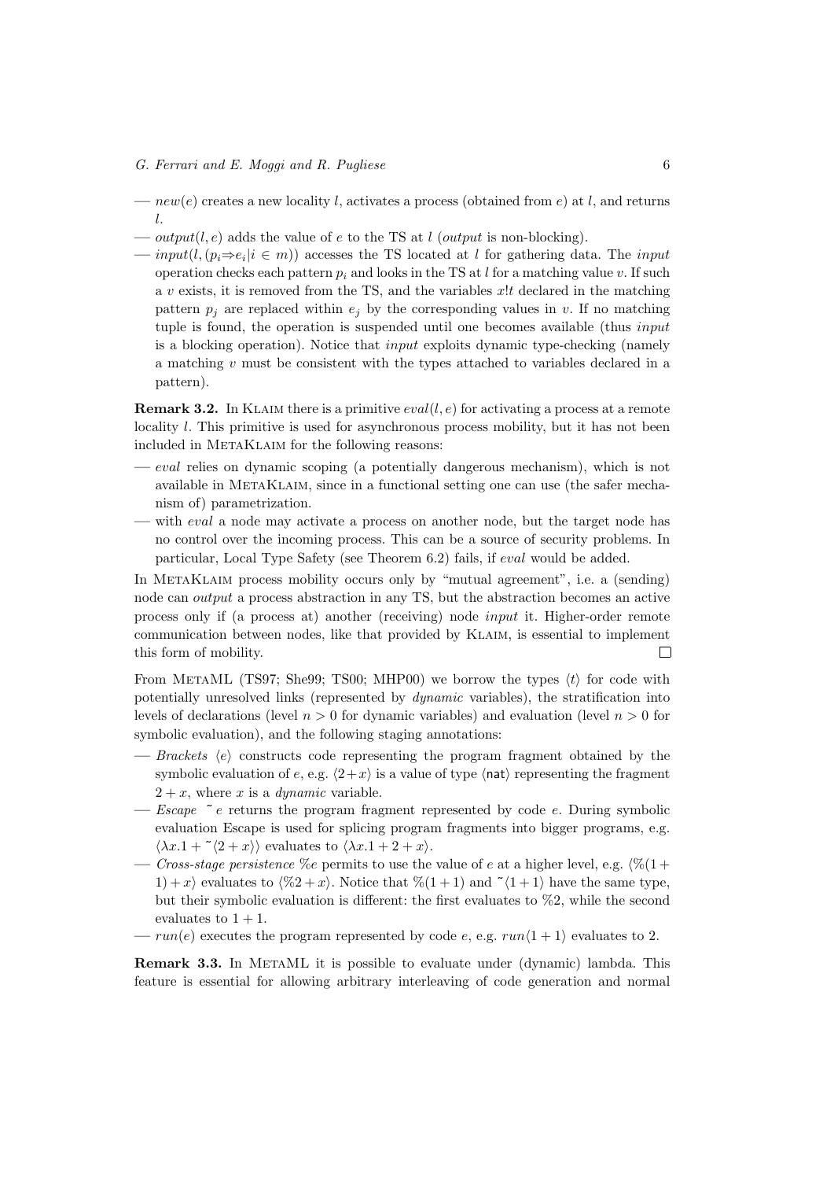- $new(e)$ creates a new locality $l$, activates a process (obtained from $e$) at $l$, and returns $l$.
- $output(l, e)$ adds the value of $e$ to the TS at $l$ (*output* is non-blocking).
- $input(l, (p_i \Rightarrow e_i | i \in m))$ accesses the TS located at $l$ for gathering data. The *input* operation checks each pattern $p_i$ and looks in the TS at $l$ for a matching value $v$. If such a $v$ exists, it is removed from the TS, and the variables $x!t$ declared in the matching pattern $p_j$ are replaced within $e_j$ by the corresponding values in $v$. If no matching tuple is found, the operation is suspended until one becomes available (thus *input* is a blocking operation). Notice that *input* exploits dynamic type-checking (namely a matching $v$ must be consistent with the types attached to variables declared in a pattern).

**Remark 3.2.** In Klaim there is a primitive $eval(l, e)$ for activating a process at a remote locality $l$. This primitive is used for asynchronous process mobility, but it has not been included in MetaKlaim for the following reasons:

- *eval* relies on dynamic scoping (a potentially dangerous mechanism), which is not available in MetaKlaim, since in a functional setting one can use (the safer mechanism of) parametrization.
- with *eval* a node may activate a process on another node, but the target node has no control over the incoming process. This can be a source of security problems. In particular, Local Type Safety (see Theorem 6.2) fails, if *eval* would be added.

In MetaKlaim process mobility occurs only by "mutual agreement", i.e. a (sending) node can *output* a process abstraction in any TS, but the abstraction becomes an active process only if (a process at) another (receiving) node *input* it. Higher-order remote communication between nodes, like that provided by Klaim, is essential to implement this form of mobility. □

From MetaML (TS97; She99; TS00; MHP00) we borrow the types $\langle t \rangle$ for code with potentially unresolved links (represented by *dynamic* variables), the stratification into levels of declarations (level $n > 0$ for dynamic variables) and evaluation (level $n > 0$ for symbolic evaluation), and the following staging annotations:

- *Brackets* $\langle e \rangle$ constructs code representing the program fragment obtained by the symbolic evaluation of $e$, e.g. $\langle 2+x \rangle$ is a value of type $\langle \mathsf{nat} \rangle$ representing the fragment $2 + x$, where $x$ is a *dynamic* variable.
- *Escape* $\tilde{\ } e$ returns the program fragment represented by code $e$. During symbolic evaluation Escape is used for splicing program fragments into bigger programs, e.g. $\langle \lambda x.1 + \tilde{\ }\langle 2 + x \rangle \rangle$ evaluates to $\langle \lambda x.1 + 2 + x \rangle$.
- *Cross-stage persistence* $\%e$ permits to use the value of $e$ at a higher level, e.g. $\langle \%(1+1) + x \rangle$ evaluates to $\langle \%2 + x \rangle$. Notice that $\%(1+1)$ and $\tilde{\ }\langle 1+1 \rangle$ have the same type, but their symbolic evaluation is different: the first evaluates to $\%2$, while the second evaluates to $1 + 1$.
- $run(e)$ executes the program represented by code $e$, e.g. $run\langle 1+1 \rangle$ evaluates to 2.

**Remark 3.3.** In MetaML it is possible to evaluate under (dynamic) lambda. This feature is essential for allowing arbitrary interleaving of code generation and normal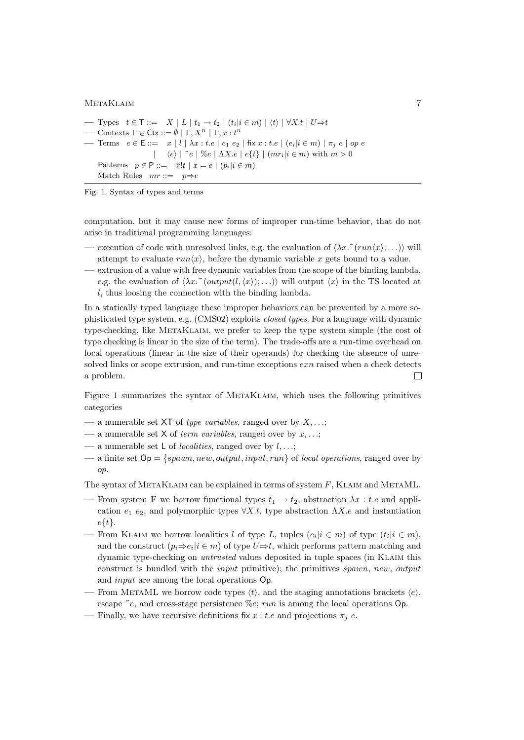— Types $t \in \mathsf{T} ::= \; X \mid L \mid t_1 \to t_2 \mid (t_i | i \in m) \mid \langle t \rangle \mid \forall X.t \mid U \Rightarrow t$
— Contexts $\Gamma \in \mathsf{Ctx} ::= \emptyset \mid \Gamma, X^n \mid \Gamma, x : t^n$
— Terms $e \in \mathsf{E} ::= \; x \mid l \mid \lambda x : t.e \mid e_1 \; e_2 \mid \mathsf{fix}\; x : t.e \mid (e_i | i \in m) \mid \pi_j \; e \mid op \; e$
$\quad \mid \; \langle e \rangle \mid \tilde{}e \mid \%e \mid \Lambda X.e \mid e\{t\} \mid (mr_i | i \in m)$ with $m > 0$
Patterns $p \in \mathsf{P} ::= \; x!t \mid x = e \mid (p_i | i \in m)$
Match Rules $mr ::= \; p \Rightarrow e$

Fig. 1. Syntax of types and terms

computation, but it may cause new forms of improper run-time behavior, that do not arise in traditional programming languages:

— execution of code with unresolved links, e.g. the evaluation of $\langle \lambda x.\tilde{}(run\langle x \rangle; \ldots) \rangle$ will attempt to evaluate $run\langle x \rangle$, before the dynamic variable $x$ gets bound to a value.
— extrusion of a value with free dynamic variables from the scope of the binding lambda, e.g. the evaluation of $\langle \lambda x.\tilde{}(output(l, \langle x \rangle); \ldots) \rangle$ will output $\langle x \rangle$ in the TS located at $l$, thus loosing the connection with the binding lambda.

In a statically typed language these improper behaviors can be prevented by a more sophisticated type system, e.g. (CMS02) exploits *closed types*. For a language with dynamic type-checking, like MetaKlaim, we prefer to keep the type system simple (the cost of type checking is linear in the size of the term). The trade-offs are a run-time overhead on local operations (linear in the size of their operands) for checking the absence of unresolved links or scope extrusion, and run-time exceptions *exn* raised when a check detects a problem. □

Figure 1 summarizes the syntax of MetaKlaim, which uses the following primitives categories

— a numerable set $\mathsf{XT}$ of *type variables*, ranged over by $X, \ldots$;
— a numerable set $\mathsf{X}$ of *term variables*, ranged over by $x, \ldots$;
— a numerable set $\mathsf{L}$ of *localities*, ranged over by $l, \ldots$;
— a finite set $\mathsf{Op} = \{spawn, new, output, input, run\}$ of *local operations*, ranged over by *op*.

The syntax of MetaKlaim can be explained in terms of system $F$, Klaim and MetaML.

— From system F we borrow functional types $t_1 \to t_2$, abstraction $\lambda x : t.e$ and application $e_1 \; e_2$, and polymorphic types $\forall X.t$, type abstraction $\Lambda X.e$ and instantiation $e\{t\}$.
— From Klaim we borrow localities $l$ of type $L$, tuples $(e_i | i \in m)$ of type $(t_i | i \in m)$, and the construct $(p_i \Rightarrow e_i | i \in m)$ of type $U \Rightarrow t$, which performs pattern matching and dynamic type-checking on *untrusted* values deposited in tuple spaces (in Klaim this construct is bundled with the *input* primitive); the primitives *spawn*, *new*, *output* and *input* are among the local operations $\mathsf{Op}$.
— From MetaML we borrow code types $\langle t \rangle$, and the staging annotations brackets $\langle e \rangle$, escape $\tilde{}e$, and cross-stage persistence $\%e$; *run* is among the local operations $\mathsf{Op}$.
— Finally, we have recursive definitions $\mathsf{fix}\; x : t.e$ and projections $\pi_j \; e$.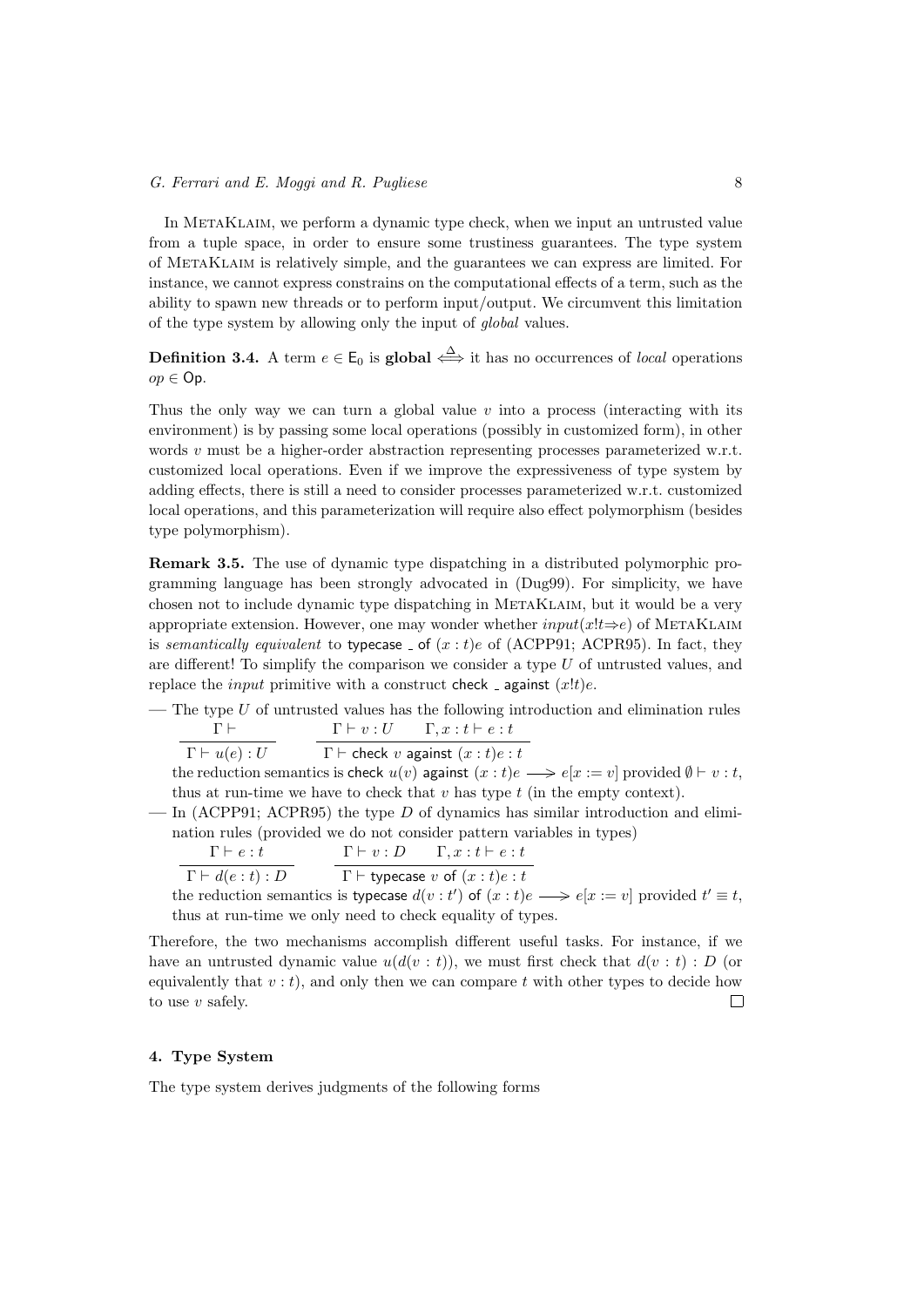In MetaKlaim, we perform a dynamic type check, when we input an untrusted value from a tuple space, in order to ensure some trustiness guarantees. The type system of MetaKlaim is relatively simple, and the guarantees we can express are limited. For instance, we cannot express constrains on the computational effects of a term, such as the ability to spawn new threads or to perform input/output. We circumvent this limitation of the type system by allowing only the input of *global* values.

**Definition 3.4.** A term $e \in \mathsf{E}_0$ is **global** $\stackrel{\Delta}{\iff}$ it has no occurrences of *local* operations $op \in \mathsf{Op}$.

Thus the only way we can turn a global value $v$ into a process (interacting with its environment) is by passing some local operations (possibly in customized form), in other words $v$ must be a higher-order abstraction representing processes parameterized w.r.t. customized local operations. Even if we improve the expressiveness of type system by adding effects, there is still a need to consider processes parameterized w.r.t. customized local operations, and this parameterization will require also effect polymorphism (besides type polymorphism).

**Remark 3.5.** The use of dynamic type dispatching in a distributed polymorphic programming language has been strongly advocated in (Dug99). For simplicity, we have chosen not to include dynamic type dispatching in MetaKlaim, but it would be a very appropriate extension. However, one may wonder whether $input(x!t{\Rightarrow}e)$ of MetaKlaim is *semantically equivalent* to typecase _ of $(x:t)e$ of (ACPP91; ACPR95). In fact, they are different! To simplify the comparison we consider a type $U$ of untrusted values, and replace the *input* primitive with a construct check _ against $(x!t)e$.

— The type $U$ of untrusted values has the following introduction and elimination rules

$$\frac{\Gamma \vdash}{\Gamma \vdash u(e) : U} \qquad \frac{\Gamma \vdash v : U \quad \Gamma, x : t \vdash e : t}{\Gamma \vdash \mathsf{check}\ v\ \mathsf{against}\ (x:t)e : t}$$

the reduction semantics is check $u(v)$ against $(x:t)e \longrightarrow e[x := v]$ provided $\emptyset \vdash v : t$, thus at run-time we have to check that $v$ has type $t$ (in the empty context).

— In (ACPP91; ACPR95) the type $D$ of dynamics has similar introduction and elimination rules (provided we do not consider pattern variables in types)

$$\frac{\Gamma \vdash e : t}{\Gamma \vdash d(e:t) : D} \qquad \frac{\Gamma \vdash v : D \quad \Gamma, x : t \vdash e : t}{\Gamma \vdash \mathsf{typecase}\ v\ \mathsf{of}\ (x:t)e : t}$$

the reduction semantics is typecase $d(v:t')$ of $(x:t)e \longrightarrow e[x := v]$ provided $t' \equiv t$, thus at run-time we only need to check equality of types.

Therefore, the two mechanisms accomplish different useful tasks. For instance, if we have an untrusted dynamic value $u(d(v:t))$, we must first check that $d(v:t) : D$ (or equivalently that $v:t$), and only then we can compare $t$ with other types to decide how to use $v$ safely. □

#### 4. Type System

The type system derives judgments of the following forms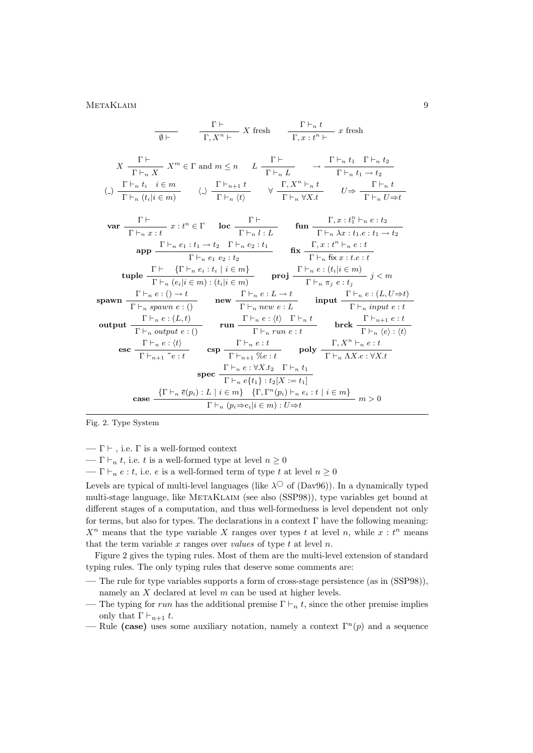$$\frac{}{\emptyset \vdash} \qquad \frac{\Gamma \vdash}{\Gamma, X^n \vdash}\ X \text{ fresh} \qquad \frac{\Gamma \vdash_n t}{\Gamma, x : t^n \vdash}\ x \text{ fresh}$$

$$X\ \frac{\Gamma \vdash}{\Gamma \vdash_n X}\ X^m \in \Gamma \text{ and } m \leq n \qquad L\ \frac{\Gamma \vdash}{\Gamma \vdash_n L} \qquad \rightarrow\ \frac{\Gamma \vdash_n t_1 \quad \Gamma \vdash_n t_2}{\Gamma \vdash_n t_1 \rightarrow t_2}$$

$$(\_)\ \frac{\Gamma \vdash_n t_i \quad i \in m}{\Gamma \vdash_n (t_i | i \in m)} \qquad \langle\_\rangle\ \frac{\Gamma \vdash_{n+1} t}{\Gamma \vdash_n \langle t \rangle} \qquad \forall\ \frac{\Gamma, X^n \vdash_n t}{\Gamma \vdash_n \forall X.t} \qquad U\Rightarrow\ \frac{\Gamma \vdash_n t}{\Gamma \vdash_n U\Rightarrow t}$$

$$\textbf{var}\ \frac{\Gamma \vdash}{\Gamma \vdash_n x : t}\ x : t^n \in \Gamma \qquad \textbf{loc}\ \frac{\Gamma \vdash}{\Gamma \vdash_n l : L} \qquad \textbf{fun}\ \frac{\Gamma, x : t_1^n \vdash_n e : t_2}{\Gamma \vdash_n \lambda x : t_1.e : t_1 \rightarrow t_2}$$

$$\textbf{app}\ \frac{\Gamma \vdash_n e_1 : t_1 \rightarrow t_2 \quad \Gamma \vdash_n e_2 : t_1}{\Gamma \vdash_n e_1\ e_2 : t_2} \qquad \textbf{fix}\ \frac{\Gamma, x : t^n \vdash_n e : t}{\Gamma \vdash_n \mathsf{fix}\ x : t.e : t}$$

$$\textbf{tuple}\ \frac{\Gamma \vdash \quad \{\Gamma \vdash_n e_i : t_i \mid i \in m\}}{\Gamma \vdash_n (e_i | i \in m) : (t_i | i \in m)} \qquad \textbf{proj}\ \frac{\Gamma \vdash_n e : (t_i | i \in m)}{\Gamma \vdash_n \pi_j\ e : t_j}\ j < m$$

$$\textbf{spawn}\ \frac{\Gamma \vdash_n e : () \rightarrow t}{\Gamma \vdash_n spawn\ e : ()} \qquad \textbf{new}\ \frac{\Gamma \vdash_n e : L \rightarrow t}{\Gamma \vdash_n new\ e : L} \qquad \textbf{input}\ \frac{\Gamma \vdash_n e : (L, U\Rightarrow t)}{\Gamma \vdash_n input\ e : t}$$

$$\textbf{output}\ \frac{\Gamma \vdash_n e : (L, t)}{\Gamma \vdash_n output\ e : ()} \qquad \textbf{run}\ \frac{\Gamma \vdash_n e : \langle t \rangle \quad \Gamma \vdash_n t}{\Gamma \vdash_n run\ e : t} \qquad \textbf{brck}\ \frac{\Gamma \vdash_{n+1} e : t}{\Gamma \vdash_n \langle e \rangle : \langle t \rangle}$$

$$\textbf{esc}\ \frac{\Gamma \vdash_n e : \langle t \rangle}{\Gamma \vdash_{n+1} \tilde{\ } e : t} \qquad \textbf{csp}\ \frac{\Gamma \vdash_n e : t}{\Gamma \vdash_{n+1} \%e : t} \qquad \textbf{poly}\ \frac{\Gamma, X^n \vdash_n e : t}{\Gamma \vdash_n \Lambda X.e : \forall X.t}$$

$$\textbf{spec}\ \frac{\Gamma \vdash_n e : \forall X.t_2 \quad \Gamma \vdash_n t_1}{\Gamma \vdash_n e\{t_1\} : t_2[X := t_1]}$$

$$\textbf{case}\ \frac{\{\Gamma \vdash_n \overline{e}(p_i) : L \mid i \in m\} \quad \{\Gamma, \Gamma^n(p_i) \vdash_n e_i : t \mid i \in m\}}{\Gamma \vdash_n (p_i \Rightarrow e_i | i \in m) : U\Rightarrow t}\ m > 0$$

Fig. 2. Type System

- $\Gamma \vdash$ , i.e. $\Gamma$ is a well-formed context
- $\Gamma \vdash_n t$, i.e. $t$ is a well-formed type at level $n \geq 0$
- $\Gamma \vdash_n e : t$, i.e. $e$ is a well-formed term of type $t$ at level $n \geq 0$

Levels are typical of multi-level languages (like $\lambda^{\bigcirc}$ of (Dav96)). In a dynamically typed multi-stage language, like MetaKlaim (see also (SSP98)), type variables get bound at different stages of a computation, and thus well-formedness is level dependent not only for terms, but also for types. The declarations in a context $\Gamma$ have the following meaning: $X^n$ means that the type variable $X$ ranges over types $t$ at level $n$, while $x : t^n$ means that the term variable $x$ ranges over *values* of type $t$ at level $n$.

Figure 2 gives the typing rules. Most of them are the multi-level extension of standard typing rules. The only typing rules that deserve some comments are:

- The rule for type variables supports a form of cross-stage persistence (as in (SSP98)), namely an $X$ declared at level $m$ can be used at higher levels.
- The typing for *run* has the additional premise $\Gamma \vdash_n t$, since the other premise implies only that $\Gamma \vdash_{n+1} t$.
- Rule **(case)** uses some auxiliary notation, namely a context $\Gamma^n(p)$ and a sequence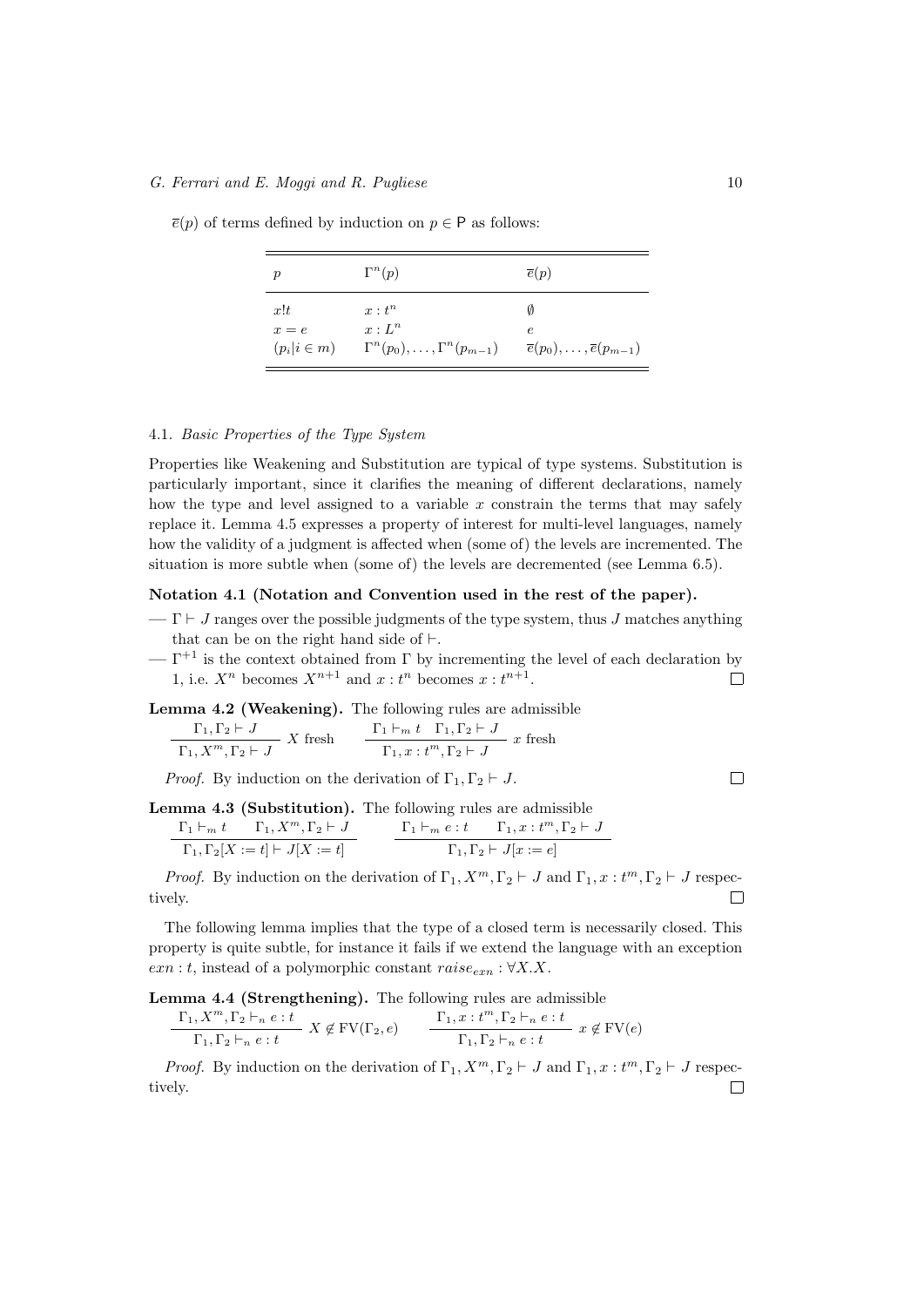$\overline{e}(p)$ of terms defined by induction on $p \in \mathsf{P}$ as follows:

| $p$ | $\Gamma^n(p)$ | $\overline{e}(p)$ |
|---|---|---|
| $x!t$ | $x : t^n$ | $\emptyset$ |
| $x = e$ | $x : L^n$ | $e$ |
| $(p_i \mid i \in m)$ | $\Gamma^n(p_0), \ldots, \Gamma^n(p_{m-1})$ | $\overline{e}(p_0), \ldots, \overline{e}(p_{m-1})$ |

### 4.1. *Basic Properties of the Type System*

Properties like Weakening and Substitution are typical of type systems. Substitution is particularly important, since it clarifies the meaning of different declarations, namely how the type and level assigned to a variable $x$ constrain the terms that may safely replace it. Lemma 4.5 expresses a property of interest for multi-level languages, namely how the validity of a judgment is affected when (some of) the levels are incremented. The situation is more subtle when (some of) the levels are decremented (see Lemma 6.5).

**Notation 4.1 (Notation and Convention used in the rest of the paper).**

— $\Gamma \vdash J$ ranges over the possible judgments of the type system, thus $J$ matches anything that can be on the right hand side of $\vdash$.

— $\Gamma^{+1}$ is the context obtained from $\Gamma$ by incrementing the level of each declaration by 1, i.e. $X^n$ becomes $X^{n+1}$ and $x : t^n$ becomes $x : t^{n+1}$. □

**Lemma 4.2 (Weakening).** The following rules are admissible

$$\frac{\Gamma_1, \Gamma_2 \vdash J}{\Gamma_1, X^m, \Gamma_2 \vdash J}\ X \text{ fresh} \qquad \frac{\Gamma_1 \vdash_m t \quad \Gamma_1, \Gamma_2 \vdash J}{\Gamma_1, x : t^m, \Gamma_2 \vdash J}\ x \text{ fresh}$$

*Proof.* By induction on the derivation of $\Gamma_1, \Gamma_2 \vdash J$. □

**Lemma 4.3 (Substitution).** The following rules are admissible

$$\frac{\Gamma_1 \vdash_m t \qquad \Gamma_1, X^m, \Gamma_2 \vdash J}{\Gamma_1, \Gamma_2[X := t] \vdash J[X := t]} \qquad \frac{\Gamma_1 \vdash_m e : t \qquad \Gamma_1, x : t^m, \Gamma_2 \vdash J}{\Gamma_1, \Gamma_2 \vdash J[x := e]}$$

*Proof.* By induction on the derivation of $\Gamma_1, X^m, \Gamma_2 \vdash J$ and $\Gamma_1, x : t^m, \Gamma_2 \vdash J$ respectively. □

The following lemma implies that the type of a closed term is necessarily closed. This property is quite subtle, for instance it fails if we extend the language with an exception $exn : t$, instead of a polymorphic constant $raise_{exn} : \forall X.X$.

**Lemma 4.4 (Strengthening).** The following rules are admissible

$$\frac{\Gamma_1, X^m, \Gamma_2 \vdash_n e : t}{\Gamma_1, \Gamma_2 \vdash_n e : t}\ X \notin \mathrm{FV}(\Gamma_2, e) \qquad \frac{\Gamma_1, x : t^m, \Gamma_2 \vdash_n e : t}{\Gamma_1, \Gamma_2 \vdash_n e : t}\ x \notin \mathrm{FV}(e)$$

*Proof.* By induction on the derivation of $\Gamma_1, X^m, \Gamma_2 \vdash J$ and $\Gamma_1, x : t^m, \Gamma_2 \vdash J$ respectively. □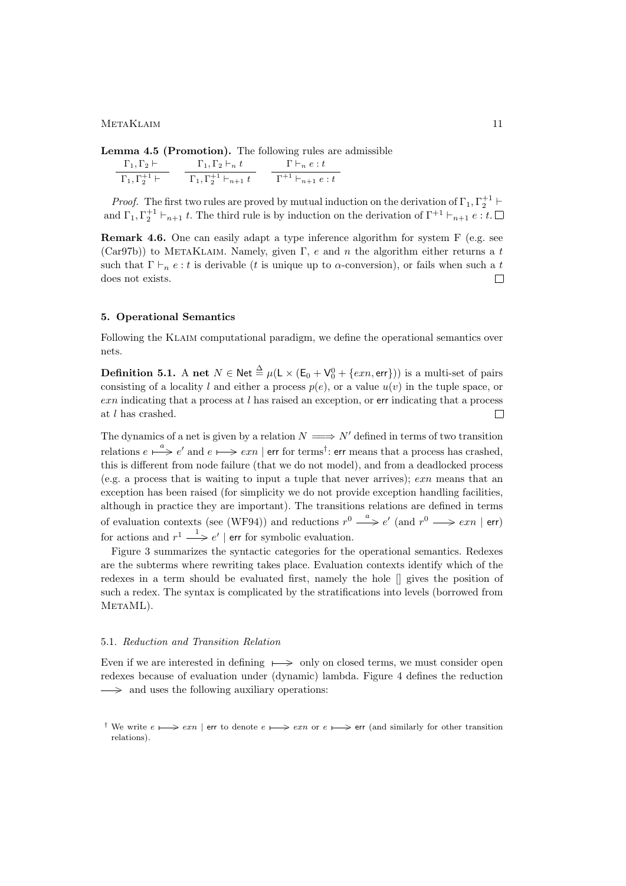**Lemma 4.5 (Promotion).** The following rules are admissible

$$\frac{\Gamma_1, \Gamma_2 \vdash}{\Gamma_1, \Gamma_2^{+1} \vdash} \qquad \frac{\Gamma_1, \Gamma_2 \vdash_n t}{\Gamma_1, \Gamma_2^{+1} \vdash_{n+1} t} \qquad \frac{\Gamma \vdash_n e : t}{\Gamma^{+1} \vdash_{n+1} e : t}$$

*Proof.* The first two rules are proved by mutual induction on the derivation of $\Gamma_1, \Gamma_2^{+1} \vdash$ and $\Gamma_1, \Gamma_2^{+1} \vdash_{n+1} t$. The third rule is by induction on the derivation of $\Gamma^{+1} \vdash_{n+1} e : t$. □

**Remark 4.6.** One can easily adapt a type inference algorithm for system F (e.g. see (Car97b)) to MetaKlaim. Namely, given $\Gamma$, $e$ and $n$ the algorithm either returns a $t$ such that $\Gamma \vdash_n e : t$ is derivable ($t$ is unique up to $\alpha$-conversion), or fails when such a $t$ does not exists. □

## 5. Operational Semantics

Following the Klaim computational paradigm, we define the operational semantics over nets.

**Definition 5.1.** A **net** $N \in \mathsf{Net} \stackrel{\Delta}{=} \mu(\mathsf{L} \times (\mathsf{E}_0 + \mathsf{V}_0^0 + \{exn, \mathsf{err}\}))$ is a multi-set of pairs consisting of a locality $l$ and either a process $p(e)$, or a value $u(v)$ in the tuple space, or $exn$ indicating that a process at $l$ has raised an exception, or $\mathsf{err}$ indicating that a process at $l$ has crashed. □

The dynamics of a net is given by a relation $N \Longrightarrow N'$ defined in terms of two transition relations $e \stackrel{a}{\longmapsto} e'$ and $e \longmapsto exn \mid \mathsf{err}$ for terms[†]: $\mathsf{err}$ means that a process has crashed, this is different from node failure (that we do not model), and from a deadlocked process (e.g. a process that is waiting to input a tuple that never arrives); $exn$ means that an exception has been raised (for simplicity we do not provide exception handling facilities, although in practice they are important). The transitions relations are defined in terms of evaluation contexts (see (WF94)) and reductions $r^0 \stackrel{a}{\longrightarrow} e'$ (and $r^0 \longrightarrow exn \mid \mathsf{err}$) for actions and $r^1 \stackrel{1}{\longrightarrow} e' \mid \mathsf{err}$ for symbolic evaluation.

Figure 3 summarizes the syntactic categories for the operational semantics. Redexes are the subterms where rewriting takes place. Evaluation contexts identify which of the redexes in a term should be evaluated first, namely the hole [] gives the position of such a redex. The syntax is complicated by the stratifications into levels (borrowed from MetaML).

### 5.1. *Reduction and Transition Relation*

Even if we are interested in defining $\longmapsto$ only on closed terms, we must consider open redexes because of evaluation under (dynamic) lambda. Figure 4 defines the reduction $\longrightarrow$ and uses the following auxiliary operations:

[†] We write $e \longmapsto exn \mid \mathsf{err}$ to denote $e \longmapsto exn$ or $e \longmapsto \mathsf{err}$ (and similarly for other transition relations).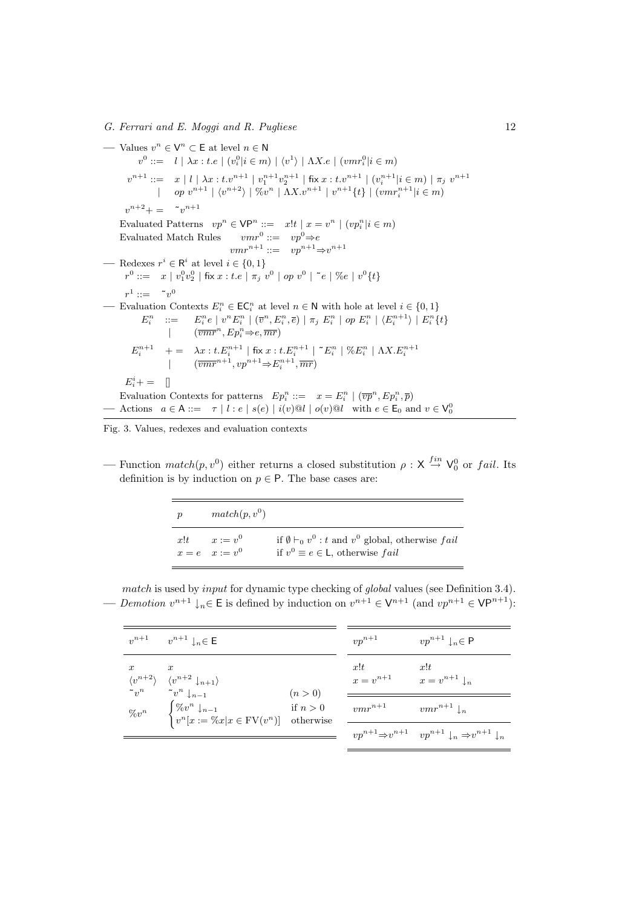— Values $v^n \in \mathsf{V}^n \subset \mathsf{E}$ at level $n \in \mathsf{N}$

$$v^0 ::= \ l \mid \lambda x : t.e \mid (v^0_i | i \in m) \mid \langle v^1 \rangle \mid \Lambda X.e \mid (vmr^0_i | i \in m)$$

$$\begin{array}{rl} v^{n+1} ::= & x \mid l \mid \lambda x : t.v^{n+1} \mid v_1^{n+1} v_2^{n+1} \mid \mathsf{fix}\ x : t.v^{n+1} \mid (v_i^{n+1} | i \in m) \mid \pi_j\ v^{n+1} \\ \mid & op\ v^{n+1} \mid \langle v^{n+2} \rangle \mid \% v^n \mid \Lambda X.v^{n+1} \mid v^{n+1}\{t\} \mid (vmr_i^{n+1} | i \in m) \end{array}$$

$$v^{n+2} += \ \tilde{}\, v^{n+1}$$

Evaluated Patterns $\quad vp^n \in \mathsf{VP}^n ::= \ x!t \mid x = v^n \mid (vp^n_i | i \in m)$

Evaluated Match Rules $\quad vmr^0 ::= \ vp^0 \Rightarrow e$

$$vmr^{n+1} ::= \ vp^{n+1} \Rightarrow v^{n+1}$$

— Redexes $r^i \in \mathsf{R}^i$ at level $i \in \{0, 1\}$

$$r^0 ::= \ x \mid v_1^0 v_2^0 \mid \mathsf{fix}\ x : t.e \mid \pi_j\ v^0 \mid op\ v^0 \mid \tilde{}\, e \mid \% e \mid v^0\{t\}$$

$$r^1 ::= \ \tilde{}\, v^0$$

— Evaluation Contexts $E^n_i \in \mathsf{EC}^n_i$ at level $n \in \mathsf{N}$ with hole at level $i \in \{0, 1\}$

$$\begin{array}{rl} E^n_i \ ::= & E^n_i e \mid v^n E^n_i \mid (\overline{v}^n, E^n_i, \overline{e}) \mid \pi_j\ E^n_i \mid op\ E^n_i \mid \langle E^{n+1}_i \rangle \mid E^n_i\{t\} \\ \mid & (\overline{vmr}^n, Ep^n_i \Rightarrow e, \overline{mr}) \end{array}$$

$$\begin{array}{rl} E^{n+1}_i \ += & \lambda x : t.E^{n+1}_i \mid \mathsf{fix}\ x : t.E^{n+1}_i \mid \tilde{}\, E^n_i \mid \% E^n_i \mid \Lambda X.E^{n+1}_i \\ \mid & (\overline{vmr}^{n+1}, vp^{n+1} \Rightarrow E^{n+1}_i, \overline{mr}) \end{array}$$

$$E^i_i += \ []$$

Evaluation Contexts for patterns $\quad Ep^n_i ::= \ x = E^n_i \mid (\overline{vp}^n, Ep^n_i, \overline{p})$

— Actions $\quad a \in \mathsf{A} ::= \ \tau \mid l : e \mid s(e) \mid i(v)@l \mid o(v)@l \quad$ with $e \in \mathsf{E}_0$ and $v \in \mathsf{V}^0_0$

Fig. 3. Values, redexes and evaluation contexts

— Function $match(p, v^0)$ either returns a closed substitution $\rho : \mathsf{X} \stackrel{fin}{\to} \mathsf{V}^0_0$ or $fail$. Its definition is by induction on $p \in \mathsf{P}$. The base cases are:

| $p$ | $match(p, v^0)$ | |
|---|---|---|
| $x!t$ | $x := v^0$ | if $\emptyset \vdash_0 v^0 : t$ and $v^0$ global, otherwise $fail$ |
| $x = e$ | $x := v^0$ | if $v^0 \equiv e \in \mathsf{L}$, otherwise $fail$ |

$match$ is used by $input$ for dynamic type checking of $global$ values (see Definition 3.4).

— $Demotion$ $v^{n+1}\downarrow_n \in \mathsf{E}$ is defined by induction on $v^{n+1} \in \mathsf{V}^{n+1}$ (and $vp^{n+1} \in \mathsf{VP}^{n+1}$):

| $v^{n+1}$ | $v^{n+1}\downarrow_n \in \mathsf{E}$ | |
|---|---|---|
| $x$ | $x$ | |
| $\langle v^{n+2} \rangle$ | $\langle v^{n+2}\downarrow_{n+1} \rangle$ | |
| $\tilde{}\, v^n$ | $\tilde{}\, v^n \downarrow_{n-1}$ | $(n > 0)$ |
| $\% v^n$ | $\% v^n \downarrow_{n-1}$ | if $n > 0$ |
| | $v^n[x := \% x \mid x \in \mathrm{FV}(v^n)]$ | otherwise |

| $vp^{n+1}$ | $vp^{n+1}\downarrow_n \in \mathsf{P}$ |
|---|---|
| $x!t$ | $x!t$ |
| $x = v^{n+1}$ | $x = v^{n+1}\downarrow_n$ |

| $vmr^{n+1}$ | $vmr^{n+1}\downarrow_n$ |
|---|---|
| $vp^{n+1} \Rightarrow v^{n+1}$ | $vp^{n+1}\downarrow_n \Rightarrow v^{n+1}\downarrow_n$ |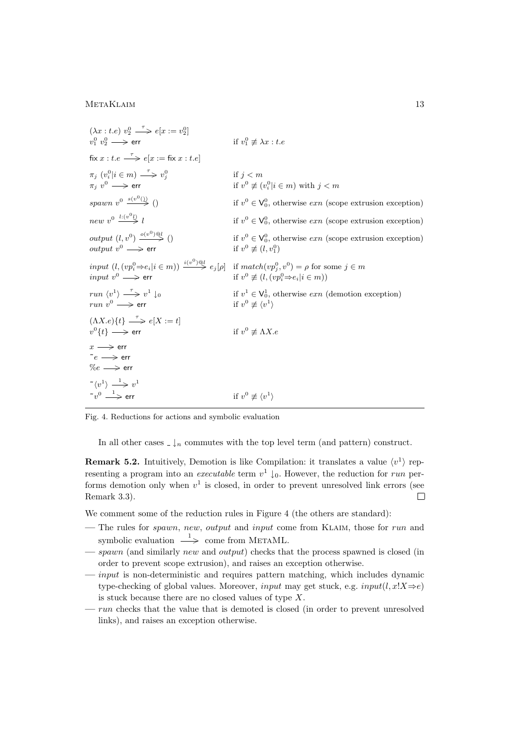$$(\lambda x : t.e)\ v_2^0 \xrightarrow{\tau} e[x := v_2^0]$$

$$v_1^0\ v_2^0 \longrightarrow \mathsf{err} \qquad \text{if } v_1^0 \not\equiv \lambda x : t.e$$

$$\mathsf{fix}\ x : t.e \xrightarrow{\tau} e[x := \mathsf{fix}\ x : t.e]$$

$$\pi_j\ (v_i^0 | i \in m) \xrightarrow{\tau} v_j^0 \qquad \text{if } j < m$$

$$\pi_j\ v^0 \longrightarrow \mathsf{err} \qquad \text{if } v^0 \not\equiv (v_i^0 | i \in m) \text{ with } j < m$$

$$\mathit{spawn}\ v^0 \xrightarrow{s(v^0())} () \qquad \text{if } v^0 \in \mathsf{V}_0^0, \text{ otherwise } \mathit{exn} \text{ (scope extrusion exception)}$$

$$\mathit{new}\ v^0 \xrightarrow{l:(v^0 l)} l \qquad \text{if } v^0 \in \mathsf{V}_0^0, \text{ otherwise } \mathit{exn} \text{ (scope extrusion exception)}$$

$$\mathit{output}\ (l, v^0) \xrightarrow{o(v^0)@l} () \qquad \text{if } v^0 \in \mathsf{V}_0^0, \text{ otherwise } \mathit{exn} \text{ (scope extrusion exception)}$$

$$\mathit{output}\ v^0 \longrightarrow \mathsf{err} \qquad \text{if } v^0 \not\equiv (l, v_1^0)$$

$$\mathit{input}\ (l, (vp_i^0 \Rightarrow e_i | i \in m)) \xrightarrow{i(v^0)@l} e_j[\rho] \qquad \text{if } \mathit{match}(vp_j^0, v^0) = \rho \text{ for some } j \in m$$

$$\mathit{input}\ v^0 \longrightarrow \mathsf{err} \qquad \text{if } v^0 \not\equiv (l, (vp_i^0 \Rightarrow e_i | i \in m))$$

$$\mathit{run}\ \langle v^1 \rangle \xrightarrow{\tau} v^1 \downarrow_0 \qquad \text{if } v^1 \in \mathsf{V}_0^1, \text{ otherwise } \mathit{exn} \text{ (demotion exception)}$$

$$\mathit{run}\ v^0 \longrightarrow \mathsf{err} \qquad \text{if } v^0 \not\equiv \langle v^1 \rangle$$

$$(\Lambda X.e)\{t\} \xrightarrow{\tau} e[X := t]$$

$$v^0\{t\} \longrightarrow \mathsf{err} \qquad \text{if } v^0 \not\equiv \Lambda X.e$$

$$x \longrightarrow \mathsf{err}$$

$$\tilde{\ } e \longrightarrow \mathsf{err}$$

$$\%e \longrightarrow \mathsf{err}$$

$$\tilde{\ }\langle v^1 \rangle \xrightarrow{1} v^1$$

$$\tilde{\ } v^0 \xrightarrow{1} \mathsf{err} \qquad \text{if } v^0 \not\equiv \langle v^1 \rangle$$

Fig. 4. Reductions for actions and symbolic evaluation

In all other cases $\_ \downarrow_n$ commutes with the top level term (and pattern) construct.

**Remark 5.2.** Intuitively, Demotion is like Compilation: it translates a value $\langle v^1 \rangle$ representing a program into an *executable* term $v^1 \downarrow_0$. However, the reduction for *run* performs demotion only when $v^1$ is closed, in order to prevent unresolved link errors (see Remark 3.3). □

We comment some of the reduction rules in Figure 4 (the others are standard):

- The rules for *spawn*, *new*, *output* and *input* come from Klaim, those for *run* and symbolic evaluation $\xrightarrow{1}$ come from MetaML.
- *spawn* (and similarly *new* and *output*) checks that the process spawned is closed (in order to prevent scope extrusion), and raises an exception otherwise.
- *input* is non-deterministic and requires pattern matching, which includes dynamic type-checking of global values. Moreover, *input* may get stuck, e.g. $\mathit{input}(l, x!X \Rightarrow e)$ is stuck because there are no closed values of type $X$.
- *run* checks that the value that is demoted is closed (in order to prevent unresolved links), and raises an exception otherwise.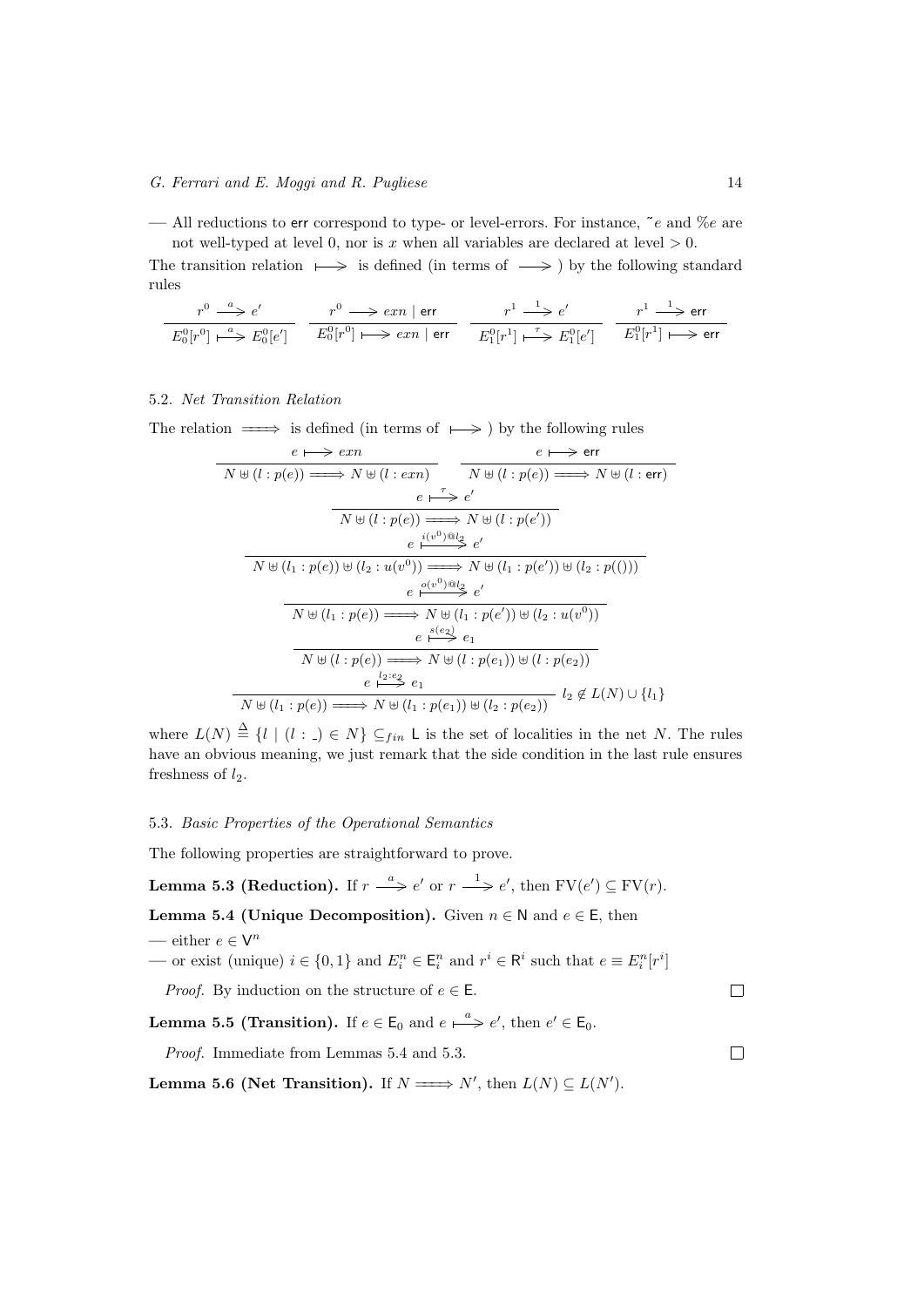— All reductions to $\mathsf{err}$ correspond to type- or level-errors. For instance, $\tilde{}e$ and $\%e$ are not well-typed at level 0, nor is $x$ when all variables are declared at level $> 0$.

The transition relation $\longmapsto$ is defined (in terms of $\longrightarrow$) by the following standard rules

$$\frac{r^0 \overset{a}{\longrightarrow} e'}{E_0^0[r^0] \overset{a}{\longmapsto} E_0^0[e']} \qquad \frac{r^0 \longrightarrow exn \mid \mathsf{err}}{E_0^0[r^0] \longmapsto exn \mid \mathsf{err}} \qquad \frac{r^1 \overset{1}{\longrightarrow} e'}{E_1^0[r^1] \overset{\tau}{\longmapsto} E_1^0[e']} \qquad \frac{r^1 \overset{1}{\longrightarrow} \mathsf{err}}{E_1^0[r^1] \longmapsto \mathsf{err}}$$

5.2. *Net Transition Relation*

The relation $\Longrightarrow$ is defined (in terms of $\longmapsto$) by the following rules

$$\frac{e \longmapsto exn}{N \uplus (l : p(e)) \Longrightarrow N \uplus (l : exn)} \qquad \frac{e \longmapsto \mathsf{err}}{N \uplus (l : p(e)) \Longrightarrow N \uplus (l : \mathsf{err})}$$

$$\frac{e \overset{\tau}{\longmapsto} e'}{N \uplus (l : p(e)) \Longrightarrow N \uplus (l : p(e'))}$$

$$\frac{e \overset{i(v^0)@l_2}{\longmapsto} e'}{N \uplus (l_1 : p(e)) \uplus (l_2 : u(v^0)) \Longrightarrow N \uplus (l_1 : p(e')) \uplus (l_2 : p(()))}$$

$$\frac{e \overset{o(v^0)@l_2}{\longmapsto} e'}{N \uplus (l_1 : p(e)) \Longrightarrow N \uplus (l_1 : p(e')) \uplus (l_2 : u(v^0))}$$

$$\frac{e \overset{s(e_2)}{\longmapsto} e_1}{N \uplus (l : p(e)) \Longrightarrow N \uplus (l : p(e_1)) \uplus (l : p(e_2))}$$

$$\frac{e \overset{l_2 : e_2}{\longmapsto} e_1}{N \uplus (l_1 : p(e)) \Longrightarrow N \uplus (l_1 : p(e_1)) \uplus (l_2 : p(e_2))} \; l_2 \notin L(N) \cup \{l_1\}$$

where $L(N) \overset{\Delta}{=} \{l \mid (l : \_) \in N\} \subseteq_{fin} \mathsf{L}$ is the set of localities in the net $N$. The rules have an obvious meaning, we just remark that the side condition in the last rule ensures freshness of $l_2$.

5.3. *Basic Properties of the Operational Semantics*

The following properties are straightforward to prove.

**Lemma 5.3 (Reduction).** If $r \overset{a}{\longrightarrow} e'$ or $r \overset{1}{\longrightarrow} e'$, then $\mathrm{FV}(e') \subseteq \mathrm{FV}(r)$.

**Lemma 5.4 (Unique Decomposition).** Given $n \in \mathsf{N}$ and $e \in \mathsf{E}$, then

— either $e \in \mathsf{V}^n$

— or exist (unique) $i \in \{0, 1\}$ and $E_i^n \in \mathsf{E}_i^n$ and $r^i \in \mathsf{R}^i$ such that $e \equiv E_i^n[r^i]$

*Proof.* By induction on the structure of $e \in \mathsf{E}$. □

**Lemma 5.5 (Transition).** If $e \in \mathsf{E}_0$ and $e \overset{a}{\longmapsto} e'$, then $e' \in \mathsf{E}_0$.

*Proof.* Immediate from Lemmas 5.4 and 5.3. □

**Lemma 5.6 (Net Transition).** If $N \Longrightarrow N'$, then $L(N) \subseteq L(N')$.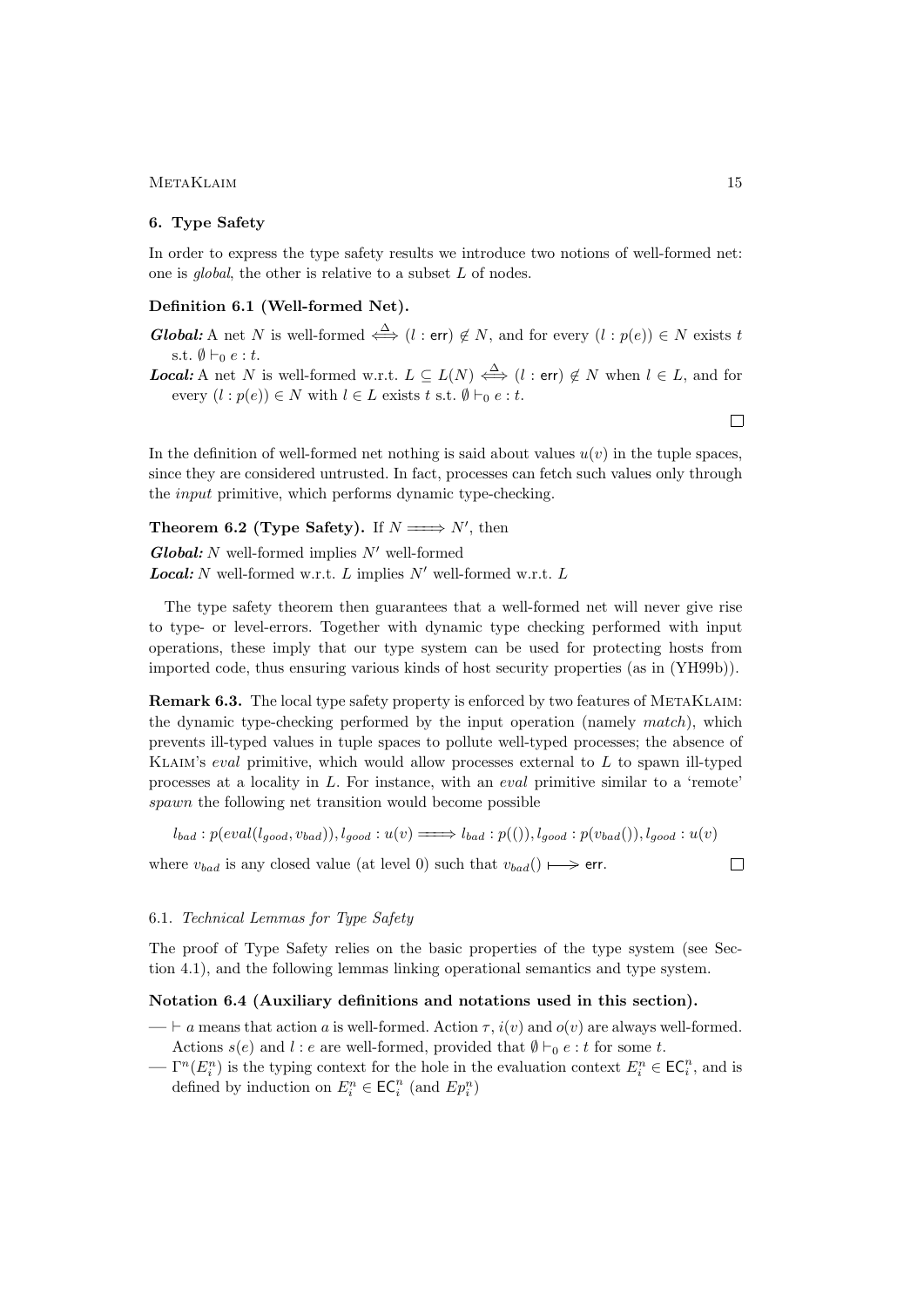## 6. Type Safety

In order to express the type safety results we introduce two notions of well-formed net: one is *global*, the other is relative to a subset $L$ of nodes.

**Definition 6.1 (Well-formed Net).**

***Global:*** A net $N$ is well-formed $\overset{\Delta}{\iff}$ $(l : \mathsf{err}) \notin N$, and for every $(l : p(e)) \in N$ exists $t$ s.t. $\emptyset \vdash_0 e : t$.

***Local:*** A net $N$ is well-formed w.r.t. $L \subseteq L(N)$ $\overset{\Delta}{\iff}$ $(l : \mathsf{err}) \notin N$ when $l \in L$, and for every $(l : p(e)) \in N$ with $l \in L$ exists $t$ s.t. $\emptyset \vdash_0 e : t$.

□

In the definition of well-formed net nothing is said about values $u(v)$ in the tuple spaces, since they are considered untrusted. In fact, processes can fetch such values only through the *input* primitive, which performs dynamic type-checking.

**Theorem 6.2 (Type Safety).** If $N \Longrightarrow N'$, then

***Global:*** $N$ well-formed implies $N'$ well-formed
***Local:*** $N$ well-formed w.r.t. $L$ implies $N'$ well-formed w.r.t. $L$

The type safety theorem then guarantees that a well-formed net will never give rise to type- or level-errors. Together with dynamic type checking performed with input operations, these imply that our type system can be used for protecting hosts from imported code, thus ensuring various kinds of host security properties (as in (YH99b)).

**Remark 6.3.** The local type safety property is enforced by two features of MetaKlaim: the dynamic type-checking performed by the input operation (namely *match*), which prevents ill-typed values in tuple spaces to pollute well-typed processes; the absence of Klaim's *eval* primitive, which would allow processes external to $L$ to spawn ill-typed processes at a locality in $L$. For instance, with an *eval* primitive similar to a 'remote' *spawn* the following net transition would become possible

$$l_{bad} : p(eval(l_{good}, v_{bad})), l_{good} : u(v) \Longrightarrow l_{bad} : p(()), l_{good} : p(v_{bad}()), l_{good} : u(v)$$

where $v_{bad}$ is any closed value (at level 0) such that $v_{bad}() \longmapsto \mathsf{err}$. □

### 6.1. *Technical Lemmas for Type Safety*

The proof of Type Safety relies on the basic properties of the type system (see Section 4.1), and the following lemmas linking operational semantics and type system.

**Notation 6.4 (Auxiliary definitions and notations used in this section).**

— $\vdash a$ means that action $a$ is well-formed. Action $\tau$, $i(v)$ and $o(v)$ are always well-formed. Actions $s(e)$ and $l : e$ are well-formed, provided that $\emptyset \vdash_0 e : t$ for some $t$.
— $\Gamma^n(E^n_i)$ is the typing context for the hole in the evaluation context $E^n_i \in \mathsf{EC}^n_i$, and is defined by induction on $E^n_i \in \mathsf{EC}^n_i$ (and $Ep^n_i$)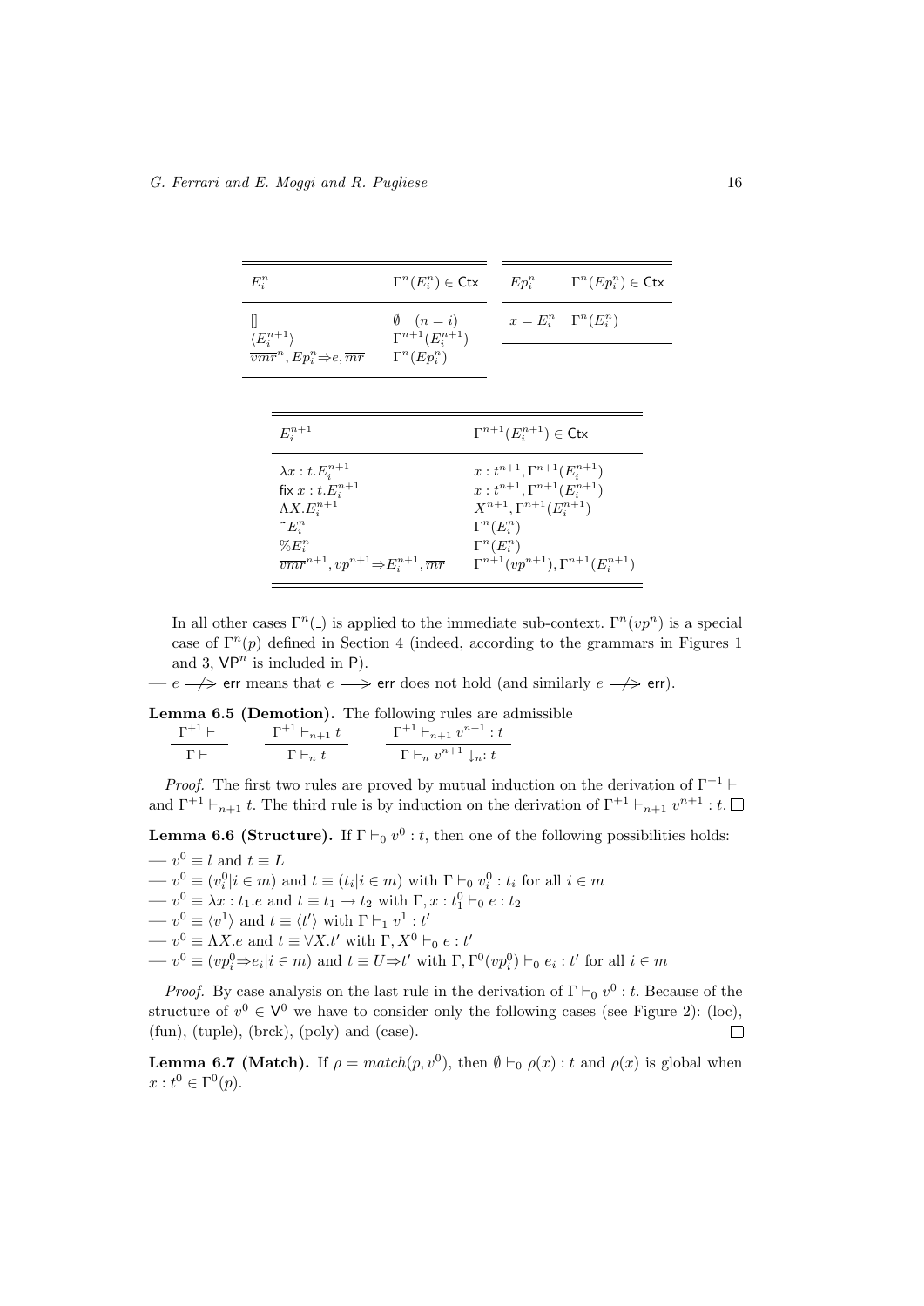| $E_i^n$ | $\Gamma^n(E_i^n) \in \mathsf{Ctx}$ |
|---|---|
| $[]$ | $\emptyset \quad (n = i)$ |
| $\langle E_i^{n+1} \rangle$ | $\Gamma^{n+1}(E_i^{n+1})$ |
| $\overline{vmr}^n, Ep_i^n \Rightarrow e, \overline{mr}$ | $\Gamma^n(Ep_i^n)$ |

| $Ep_i^n$ | $\Gamma^n(Ep_i^n) \in \mathsf{Ctx}$ |
|---|---|
| $x = E_i^n$ | $\Gamma^n(E_i^n)$ |

| $E_i^{n+1}$ | $\Gamma^{n+1}(E_i^{n+1}) \in \mathsf{Ctx}$ |
|---|---|
| $\lambda x : t.E_i^{n+1}$ | $x : t^{n+1}, \Gamma^{n+1}(E_i^{n+1})$ |
| $\mathsf{fix}\ x : t.E_i^{n+1}$ | $x : t^{n+1}, \Gamma^{n+1}(E_i^{n+1})$ |
| $\Lambda X.E_i^{n+1}$ | $X^{n+1}, \Gamma^{n+1}(E_i^{n+1})$ |
| $\tilde{}E_i^n$ | $\Gamma^n(E_i^n)$ |
| $\%E_i^n$ | $\Gamma^n(E_i^n)$ |
| $\overline{vmr}^{n+1}, vp^{n+1} \Rightarrow E_i^{n+1}, \overline{mr}$ | $\Gamma^{n+1}(vp^{n+1}), \Gamma^{n+1}(E_i^{n+1})$ |

In all other cases $\Gamma^n(\_)$ is applied to the immediate sub-context. $\Gamma^n(vp^n)$ is a special case of $\Gamma^n(p)$ defined in Section 4 (indeed, according to the grammars in Figures 1 and 3, $\mathsf{VP}^n$ is included in $\mathsf{P}$).

— $e \not\longrightarrow \mathsf{err}$ means that $e \longrightarrow \mathsf{err}$ does not hold (and similarly $e \not\longmapsto \mathsf{err}$).

**Lemma 6.5 (Demotion).** The following rules are admissible

$$\frac{\Gamma^{+1} \vdash}{\Gamma \vdash} \qquad \frac{\Gamma^{+1} \vdash_{n+1} t}{\Gamma \vdash_n t} \qquad \frac{\Gamma^{+1} \vdash_{n+1} v^{n+1} : t}{\Gamma \vdash_n v^{n+1} \downarrow_n : t}$$

*Proof.* The first two rules are proved by mutual induction on the derivation of $\Gamma^{+1} \vdash$ and $\Gamma^{+1} \vdash_{n+1} t$. The third rule is by induction on the derivation of $\Gamma^{+1} \vdash_{n+1} v^{n+1} : t$. □

**Lemma 6.6 (Structure).** If $\Gamma \vdash_0 v^0 : t$, then one of the following possibilities holds:

— $v^0 \equiv l$ and $t \equiv L$

— $v^0 \equiv (v_i^0 | i \in m)$ and $t \equiv (t_i | i \in m)$ with $\Gamma \vdash_0 v_i^0 : t_i$ for all $i \in m$

— $v^0 \equiv \lambda x : t_1.e$ and $t \equiv t_1 \to t_2$ with $\Gamma, x : t_1^0 \vdash_0 e : t_2$

— $v^0 \equiv \langle v^1 \rangle$ and $t \equiv \langle t' \rangle$ with $\Gamma \vdash_1 v^1 : t'$

— $v^0 \equiv \Lambda X.e$ and $t \equiv \forall X.t'$ with $\Gamma, X^0 \vdash_0 e : t'$

— $v^0 \equiv (vp_i^0 \Rightarrow e_i | i \in m)$ and $t \equiv U \Rightarrow t'$ with $\Gamma, \Gamma^0(vp_i^0) \vdash_0 e_i : t'$ for all $i \in m$

*Proof.* By case analysis on the last rule in the derivation of $\Gamma \vdash_0 v^0 : t$. Because of the structure of $v^0 \in \mathsf{V}^0$ we have to consider only the following cases (see Figure 2): (loc), (fun), (tuple), (brck), (poly) and (case). □

**Lemma 6.7 (Match).** If $\rho = match(p, v^0)$, then $\emptyset \vdash_0 \rho(x) : t$ and $\rho(x)$ is global when $x : t^0 \in \Gamma^0(p)$.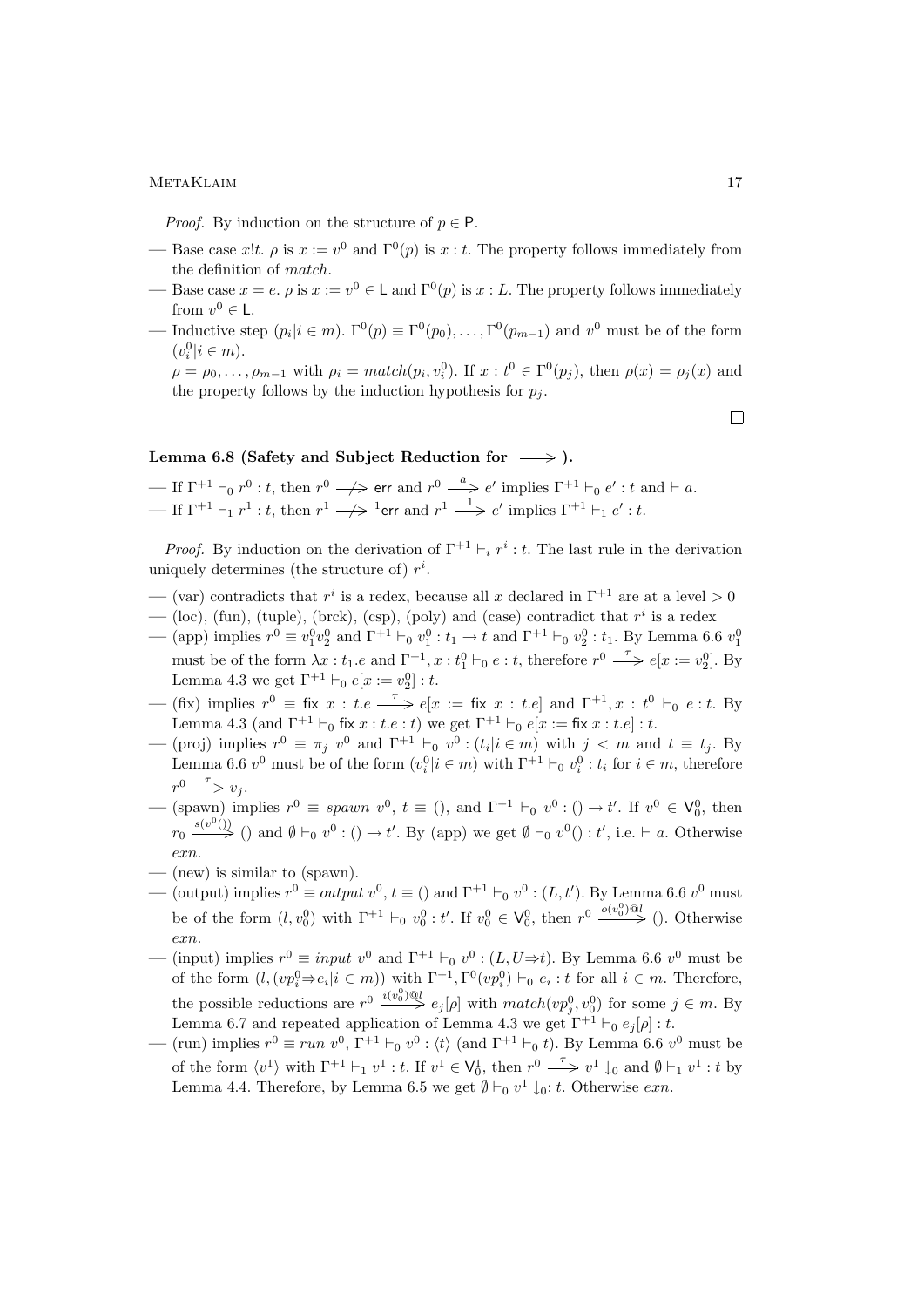*Proof.* By induction on the structure of $p \in \mathsf{P}$.

- Base case $x!t$. $\rho$ is $x := v^0$ and $\Gamma^0(p)$ is $x : t$. The property follows immediately from the definition of *match*.
- Base case $x = e$. $\rho$ is $x := v^0 \in \mathsf{L}$ and $\Gamma^0(p)$ is $x : L$. The property follows immediately from $v^0 \in \mathsf{L}$.
- Inductive step $(p_i | i \in m)$. $\Gamma^0(p) \equiv \Gamma^0(p_0), \ldots, \Gamma^0(p_{m-1})$ and $v^0$ must be of the form $(v^0_i | i \in m)$.
  $\rho = \rho_0, \ldots, \rho_{m-1}$ with $\rho_i = match(p_i, v^0_i)$. If $x : t^0 \in \Gamma^0(p_j)$, then $\rho(x) = \rho_j(x)$ and the property follows by the induction hypothesis for $p_j$.

□

**Lemma 6.8 (Safety and Subject Reduction for $\longrightarrow$).**

- If $\Gamma^{+1} \vdash_0 r^0 : t$, then $r^0 \not\longrightarrow \mathsf{err}$ and $r^0 \xrightarrow{a} e'$ implies $\Gamma^{+1} \vdash_0 e' : t$ and $\vdash a$.
- If $\Gamma^{+1} \vdash_1 r^1 : t$, then $r^1 \not\longrightarrow {}^1\mathsf{err}$ and $r^1 \xrightarrow{1} e'$ implies $\Gamma^{+1} \vdash_1 e' : t$.

*Proof.* By induction on the derivation of $\Gamma^{+1} \vdash_i r^i : t$. The last rule in the derivation uniquely determines (the structure of) $r^i$.

- (var) contradicts that $r^i$ is a redex, because all $x$ declared in $\Gamma^{+1}$ are at a level $> 0$
- (loc), (fun), (tuple), (brck), (csp), (poly) and (case) contradict that $r^i$ is a redex
- (app) implies $r^0 \equiv v^0_1 v^0_2$ and $\Gamma^{+1} \vdash_0 v^0_1 : t_1 \to t$ and $\Gamma^{+1} \vdash_0 v^0_2 : t_1$. By Lemma 6.6 $v^0_1$ must be of the form $\lambda x : t_1.e$ and $\Gamma^{+1}, x : t^0_1 \vdash_0 e : t$, therefore $r^0 \xrightarrow{\tau} e[x := v^0_2]$. By Lemma 4.3 we get $\Gamma^{+1} \vdash_0 e[x := v^0_2] : t$.
- (fix) implies $r^0 \equiv \mathsf{fix}\ x : t.e \xrightarrow{\tau} e[x := \mathsf{fix}\ x : t.e]$ and $\Gamma^{+1}, x : t^0 \vdash_0 e : t$. By Lemma 4.3 (and $\Gamma^{+1} \vdash_0 \mathsf{fix}\ x : t.e : t$) we get $\Gamma^{+1} \vdash_0 e[x := \mathsf{fix}\ x : t.e] : t$.
- (proj) implies $r^0 \equiv \pi_j\ v^0$ and $\Gamma^{+1} \vdash_0 v^0 : (t_i | i \in m)$ with $j < m$ and $t \equiv t_j$. By Lemma 6.6 $v^0$ must be of the form $(v^0_i | i \in m)$ with $\Gamma^{+1} \vdash_0 v^0_i : t_i$ for $i \in m$, therefore $r^0 \xrightarrow{\tau} v_j$.
- (spawn) implies $r^0 \equiv spawn\ v^0$, $t \equiv ()$, and $\Gamma^{+1} \vdash_0 v^0 : () \to t'$. If $v^0 \in \mathsf{V}^0_0$, then $r_0 \xrightarrow{s(v^0())} ()$ and $\emptyset \vdash_0 v^0 : () \to t'$. By (app) we get $\emptyset \vdash_0 v^0() : t'$, i.e. $\vdash a$. Otherwise *exn*.
- (new) is similar to (spawn).
- (output) implies $r^0 \equiv output\ v^0$, $t \equiv ()$ and $\Gamma^{+1} \vdash_0 v^0 : (L, t')$. By Lemma 6.6 $v^0$ must be of the form $(l, v^0_0)$ with $\Gamma^{+1} \vdash_0 v^0_0 : t'$. If $v^0_0 \in \mathsf{V}^0_0$, then $r^0 \xrightarrow{o(v^0_0)@l} ()$. Otherwise *exn*.
- (input) implies $r^0 \equiv input\ v^0$ and $\Gamma^{+1} \vdash_0 v^0 : (L, U{\Rightarrow}t)$. By Lemma 6.6 $v^0$ must be of the form $(l, (vp^0_i{\Rightarrow}e_i | i \in m))$ with $\Gamma^{+1}, \Gamma^0(vp^0_i) \vdash_0 e_i : t$ for all $i \in m$. Therefore, the possible reductions are $r^0 \xrightarrow{i(v^0_0)@l} e_j[\rho]$ with $match(vp^0_j, v^0_0)$ for some $j \in m$. By Lemma 6.7 and repeated application of Lemma 4.3 we get $\Gamma^{+1} \vdash_0 e_j[\rho] : t$.
- (run) implies $r^0 \equiv run\ v^0$, $\Gamma^{+1} \vdash_0 v^0 : \langle t \rangle$ (and $\Gamma^{+1} \vdash_0 t$). By Lemma 6.6 $v^0$ must be of the form $\langle v^1 \rangle$ with $\Gamma^{+1} \vdash_1 v^1 : t$. If $v^1 \in \mathsf{V}^1_0$, then $r^0 \xrightarrow{\tau} v^1 \downarrow_0$ and $\emptyset \vdash_1 v^1 : t$ by Lemma 4.4. Therefore, by Lemma 6.5 we get $\emptyset \vdash_0 v^1 \downarrow_0 : t$. Otherwise *exn*.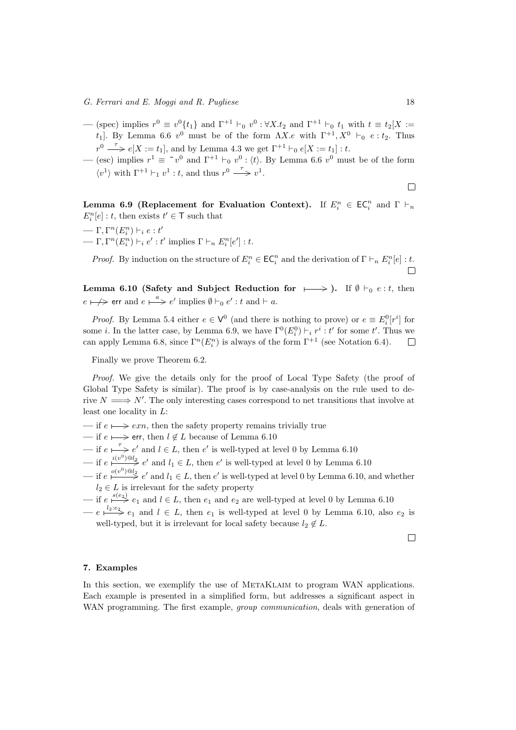— (spec) implies $r^0 \equiv v^0\{t_1\}$ and $\Gamma^{+1} \vdash_0 v^0 : \forall X.t_2$ and $\Gamma^{+1} \vdash_0 t_1$ with $t \equiv t_2[X := t_1]$. By Lemma 6.6 $v^0$ must be of the form $\Lambda X.e$ with $\Gamma^{+1}, X^0 \vdash_0 e : t_2$. Thus $r^0 \xrightarrow{\tau} e[X := t_1]$, and by Lemma 4.3 we get $\Gamma^{+1} \vdash_0 e[X := t_1] : t$.

— (esc) implies $r^1 \equiv \,\tilde{}\, v^0$ and $\Gamma^{+1} \vdash_0 v^0 : \langle t \rangle$. By Lemma 6.6 $v^0$ must be of the form $\langle v^1 \rangle$ with $\Gamma^{+1} \vdash_1 v^1 : t$, and thus $r^0 \xrightarrow{\tau} v^1$.

□

**Lemma 6.9 (Replacement for Evaluation Context).** If $E_i^n \in \mathsf{EC}_i^n$ and $\Gamma \vdash_n E_i^n[e] : t$, then exists $t' \in \mathsf{T}$ such that

— $\Gamma, \Gamma^n(E_i^n) \vdash_i e : t'$

— $\Gamma, \Gamma^n(E_i^n) \vdash_i e' : t'$ implies $\Gamma \vdash_n E_i^n[e'] : t$.

*Proof.* By induction on the structure of $E_i^n \in \mathsf{EC}_i^n$ and the derivation of $\Gamma \vdash_n E_i^n[e] : t$. □

**Lemma 6.10 (Safety and Subject Reduction for $\longmapsto$).** If $\emptyset \vdash_0 e : t$, then $e \not\longmapsto \mathsf{err}$ and $e \overset{a}{\longmapsto} e'$ implies $\emptyset \vdash_0 e' : t$ and $\vdash a$.

*Proof.* By Lemma 5.4 either $e \in \mathsf{V}^0$ (and there is nothing to prove) or $e \equiv E_i^0[r^i]$ for some $i$. In the latter case, by Lemma 6.9, we have $\Gamma^0(E_i^0) \vdash_i r^i : t'$ for some $t'$. Thus we can apply Lemma 6.8, since $\Gamma^n(E_i^n)$ is always of the form $\Gamma^{+1}$ (see Notation 6.4). □

Finally we prove Theorem 6.2.

*Proof.* We give the details only for the proof of Local Type Safety (the proof of Global Type Safety is similar). The proof is by case-analysis on the rule used to derive $N \Longrightarrow N'$. The only interesting cases correspond to net transitions that involve at least one locality in $L$:

— if $e \longmapsto exn$, then the safety property remains trivially true

— if $e \longmapsto \mathsf{err}$, then $l \notin L$ because of Lemma 6.10

— if $e \overset{\tau}{\longmapsto} e'$ and $l \in L$, then $e'$ is well-typed at level 0 by Lemma 6.10

— if $e \overset{i(v^0)@l_2}{\longmapsto} e'$ and $l_1 \in L$, then $e'$ is well-typed at level 0 by Lemma 6.10

— if $e \overset{o(v^0)@l_2}{\longmapsto} e'$ and $l_1 \in L$, then $e'$ is well-typed at level 0 by Lemma 6.10, and whether $l_2 \in L$ is irrelevant for the safety property

— if $e \overset{s(e_2)}{\longmapsto} e_1$ and $l \in L$, then $e_1$ and $e_2$ are well-typed at level 0 by Lemma 6.10

— $e \overset{l_2:e_2}{\longmapsto} e_1$ and $l \in L$, then $e_1$ is well-typed at level 0 by Lemma 6.10, also $e_2$ is well-typed, but it is irrelevant for local safety because $l_2 \notin L$.

□

## 7. Examples

In this section, we exemplify the use of MetaKlaim to program WAN applications. Each example is presented in a simplified form, but addresses a significant aspect in WAN programming. The first example, *group communication*, deals with generation of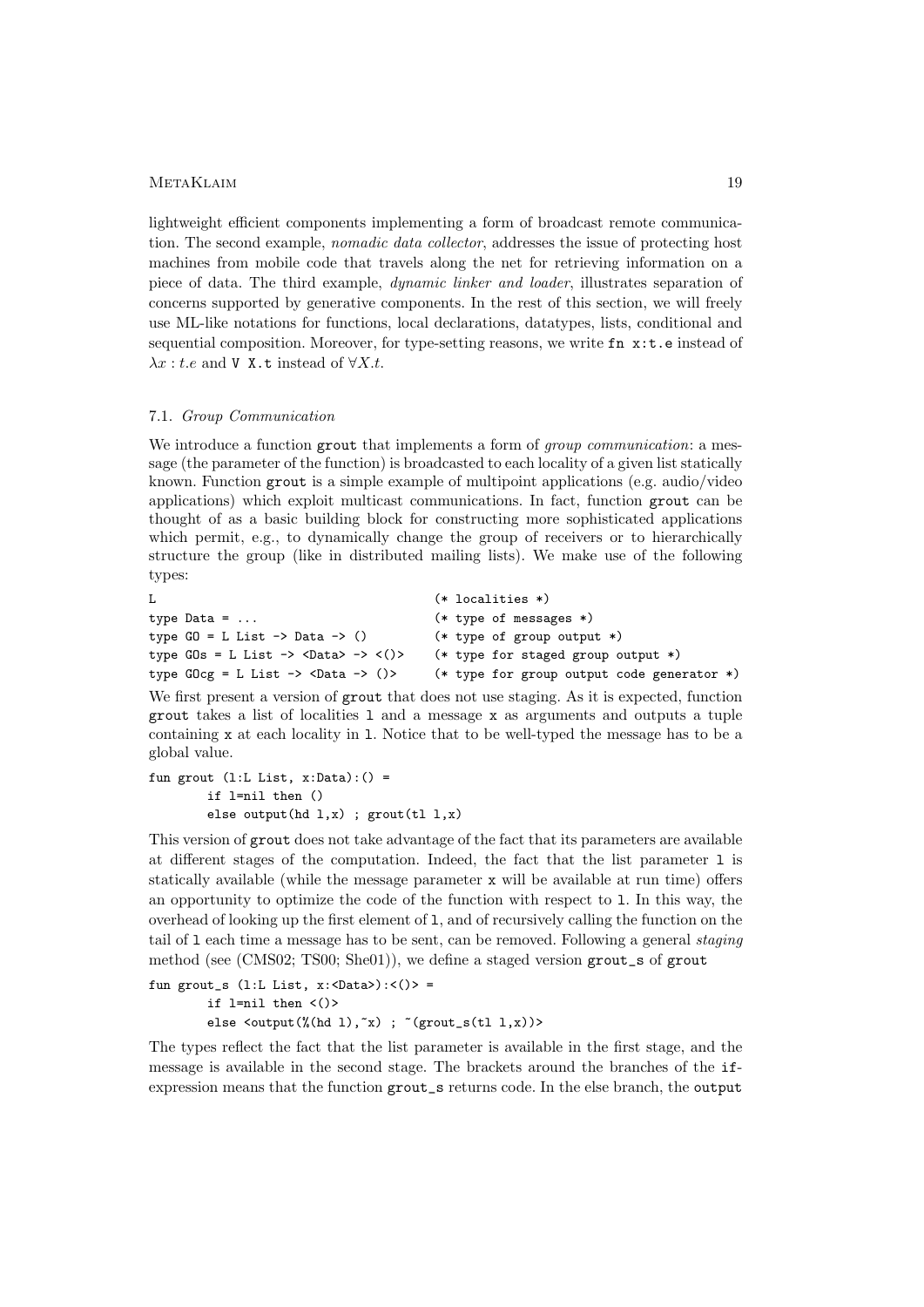lightweight efficient components implementing a form of broadcast remote communication. The second example, *nomadic data collector*, addresses the issue of protecting host machines from mobile code that travels along the net for retrieving information on a piece of data. The third example, *dynamic linker and loader*, illustrates separation of concerns supported by generative components. In the rest of this section, we will freely use ML-like notations for functions, local declarations, datatypes, lists, conditional and sequential composition. Moreover, for type-setting reasons, we write `fn x:t.e` instead of $\lambda x : t.e$ and `V X.t` instead of $\forall X.t$.

### 7.1. *Group Communication*

We introduce a function `grout` that implements a form of *group communication*: a message (the parameter of the function) is broadcasted to each locality of a given list statically known. Function `grout` is a simple example of multipoint applications (e.g. audio/video applications) which exploit multicast communications. In fact, function `grout` can be thought of as a basic building block for constructing more sophisticated applications which permit, e.g., to dynamically change the group of receivers or to hierarchically structure the group (like in distributed mailing lists). We make use of the following types:

```
L                                       (* localities *)
type Data = ...                         (* type of messages *)
type GO = L List -> Data -> ()          (* type of group output *)
type GOs = L List -> <Data> -> <()>     (* type for staged group output *)
type GOcg = L List -> <Data -> ()>      (* type for group output code generator *)
```

We first present a version of `grout` that does not use staging. As it is expected, function `grout` takes a list of localities `l` and a message `x` as arguments and outputs a tuple containing `x` at each locality in `l`. Notice that to be well-typed the message has to be a global value.

```
fun grout (l:L List, x:Data):() =
        if l=nil then ()
        else output(hd l,x) ; grout(tl l,x)
```

This version of `grout` does not take advantage of the fact that its parameters are available at different stages of the computation. Indeed, the fact that the list parameter `l` is statically available (while the message parameter `x` will be available at run time) offers an opportunity to optimize the code of the function with respect to `l`. In this way, the overhead of looking up the first element of `l`, and of recursively calling the function on the tail of `l` each time a message has to be sent, can be removed. Following a general *staging* method (see (CMS02; TS00; She01)), we define a staged version `grout_s` of `grout`

```
fun grout_s (l:L List, x:<Data>):<()> =
        if l=nil then <()>
        else <output(%(hd l),~x) ; ~(grout_s(tl l,x))>
```

The types reflect the fact that the list parameter is available in the first stage, and the message is available in the second stage. The brackets around the branches of the if-expression means that the function `grout_s` returns code. In the else branch, the `output`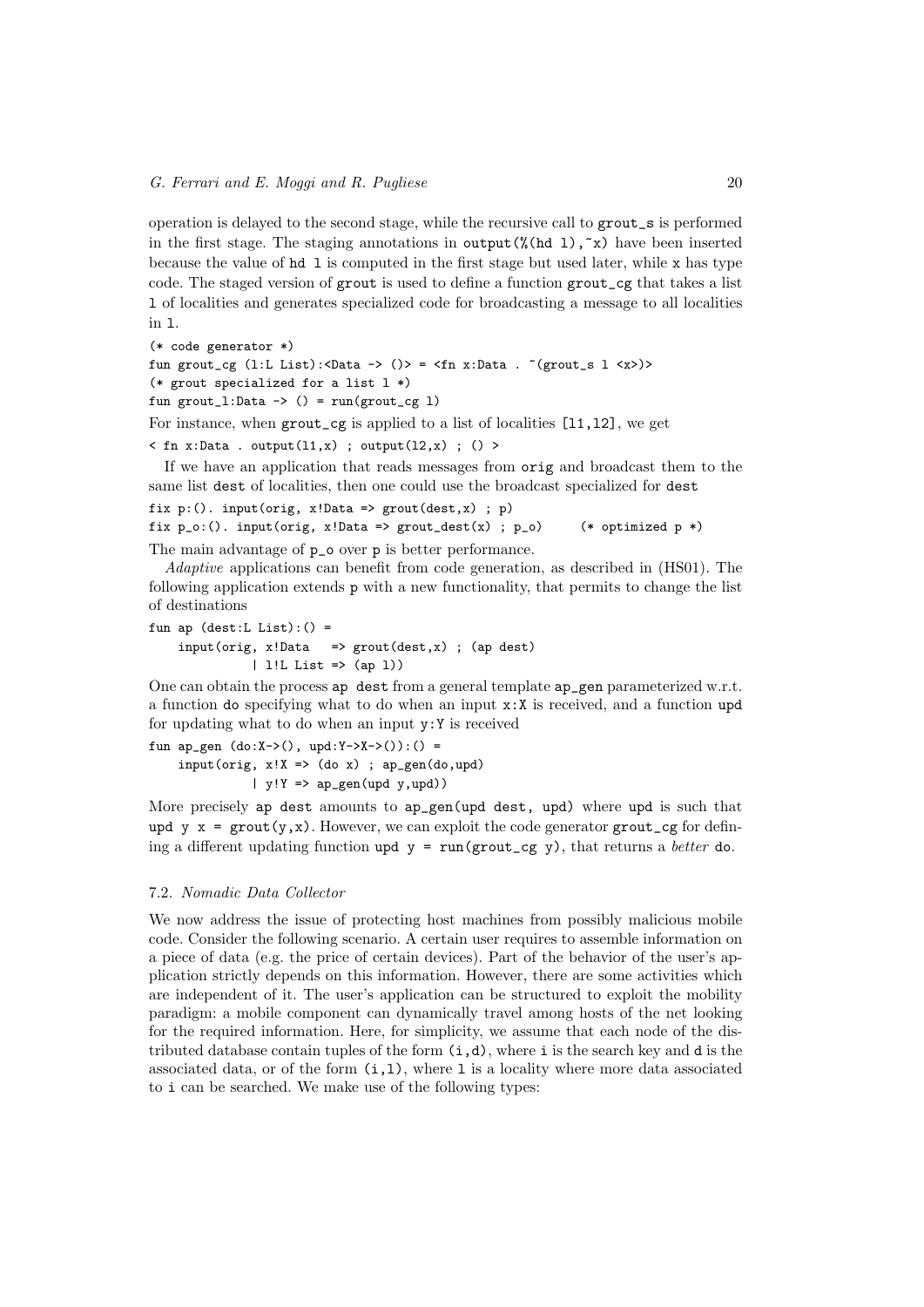operation is delayed to the second stage, while the recursive call to `grout_s` is performed in the first stage. The staging annotations in `output(%(hd l),~x)` have been inserted because the value of `hd l` is computed in the first stage but used later, while `x` has type code. The staged version of `grout` is used to define a function `grout_cg` that takes a list `l` of localities and generates specialized code for broadcasting a message to all localities in `l`.

```
(* code generator *)
fun grout_cg (l:L List):<Data -> ()> = <fn x:Data . ~(grout_s l <x>)>
(* grout specialized for a list l *)
fun grout_l:Data -> () = run(grout_cg l)
```

For instance, when `grout_cg` is applied to a list of localities `[l1,l2]`, we get

```
< fn x:Data . output(l1,x) ; output(l2,x) ; () >
```

If we have an application that reads messages from `orig` and broadcast them to the same list `dest` of localities, then one could use the broadcast specialized for `dest`

```
fix p:(). input(orig, x!Data => grout(dest,x) ; p)
fix p_o:(). input(orig, x!Data => grout_dest(x) ; p_o)     (* optimized p *)
```

The main advantage of `p_o` over `p` is better performance.

*Adaptive* applications can benefit from code generation, as described in (HS01). The following application extends `p` with a new functionality, that permits to change the list of destinations

```
fun ap (dest:L List):() =
    input(orig, x!Data   => grout(dest,x) ; (ap dest)
             | l!L List => (ap l))
```

One can obtain the process `ap dest` from a general template `ap_gen` parameterized w.r.t. a function `do` specifying what to do when an input `x:X` is received, and a function `upd` for updating what to do when an input `y:Y` is received

```
fun ap_gen (do:X->(), upd:Y->X->()):() =
    input(orig, x!X => (do x) ; ap_gen(do,upd)
             | y!Y => ap_gen(upd y,upd))
```

More precisely `ap dest` amounts to `ap_gen(upd dest, upd)` where `upd` is such that `upd y x = grout(y,x)`. However, we can exploit the code generator `grout_cg` for defining a different updating function `upd y = run(grout_cg y)`, that returns a *better* `do`.

### 7.2. *Nomadic Data Collector*

We now address the issue of protecting host machines from possibly malicious mobile code. Consider the following scenario. A certain user requires to assemble information on a piece of data (e.g. the price of certain devices). Part of the behavior of the user's application strictly depends on this information. However, there are some activities which are independent of it. The user's application can be structured to exploit the mobility paradigm: a mobile component can dynamically travel among hosts of the net looking for the required information. Here, for simplicity, we assume that each node of the distributed database contain tuples of the form `(i,d)`, where `i` is the search key and `d` is the associated data, or of the form `(i,l)`, where `l` is a locality where more data associated to `i` can be searched. We make use of the following types: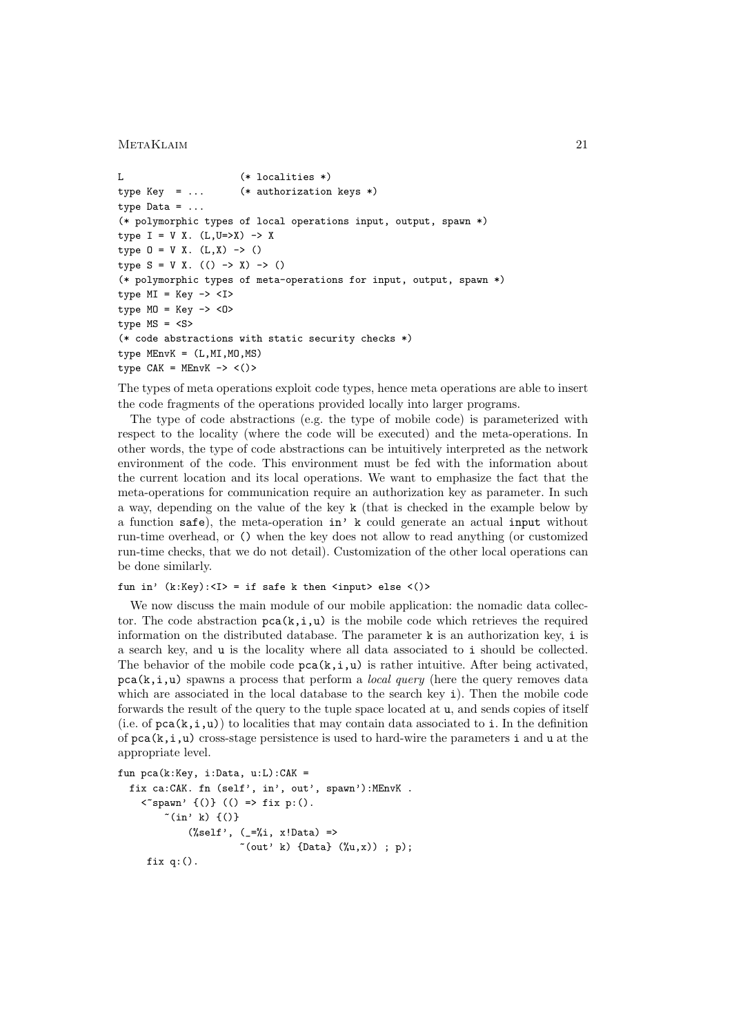```
L                    (* localities *)
type Key  = ...      (* authorization keys *)
type Data = ...
(* polymorphic types of local operations input, output, spawn *)
type I = V X. (L,U=>X) -> X
type O = V X. (L,X) -> ()
type S = V X. (() -> X) -> ()
(* polymorphic types of meta-operations for input, output, spawn *)
type MI = Key -> <I>
type MO = Key -> <O>
type MS = <S>
(* code abstractions with static security checks *)
type MEnvK = (L,MI,MO,MS)
type CAK = MEnvK -> <()>
```

The types of meta operations exploit code types, hence meta operations are able to insert the code fragments of the operations provided locally into larger programs.

The type of code abstractions (e.g. the type of mobile code) is parameterized with respect to the locality (where the code will be executed) and the meta-operations. In other words, the type of code abstractions can be intuitively interpreted as the network environment of the code. This environment must be fed with the information about the current location and its local operations. We want to emphasize the fact that the meta-operations for communication require an authorization key as parameter. In such a way, depending on the value of the key `k` (that is checked in the example below by a function `safe`), the meta-operation `in' k` could generate an actual `input` without run-time overhead, or `()` when the key does not allow to read anything (or customized run-time checks, that we do not detail). Customization of the other local operations can be done similarly.

```
fun in' (k:Key):<I> = if safe k then <input> else <()>
```

We now discuss the main module of our mobile application: the nomadic data collector. The code abstraction `pca(k,i,u)` is the mobile code which retrieves the required information on the distributed database. The parameter `k` is an authorization key, `i` is a search key, and `u` is the locality where all data associated to `i` should be collected. The behavior of the mobile code `pca(k,i,u)` is rather intuitive. After being activated, `pca(k,i,u)` spawns a process that perform a *local query* (here the query removes data which are associated in the local database to the search key `i`). Then the mobile code forwards the result of the query to the tuple space located at `u`, and sends copies of itself (i.e. of `pca(k,i,u)`) to localities that may contain data associated to `i`. In the definition of `pca(k,i,u)` cross-stage persistence is used to hard-wire the parameters `i` and `u` at the appropriate level.

```
fun pca(k:Key, i:Data, u:L):CAK =
  fix ca:CAK. fn (self', in', out', spawn'):MEnvK .
    <~spawn' {()} (() => fix p:().
        ~(in' k) {()}
            (%self', (_=%i, x!Data) =>
                       ~(out' k) {Data} (%u,x)) ; p);
     fix q:().
```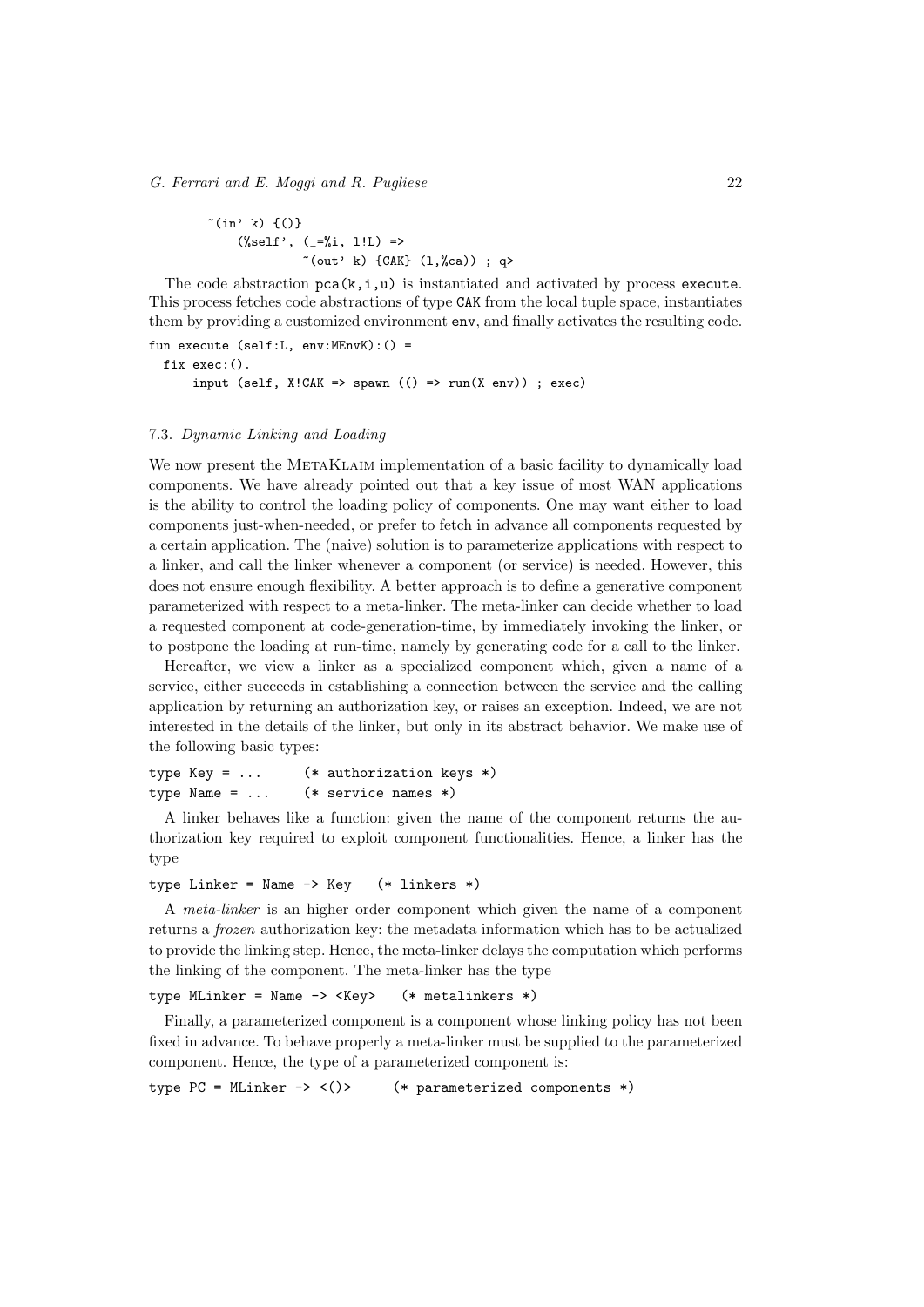```
      ~(in' k) {()}
          (%self', (_=%i, l!L) =>
                  ~(out' k) {CAK} (l,%ca)) ; q>
```

The code abstraction pca(k,i,u) is instantiated and activated by process execute. This process fetches code abstractions of type CAK from the local tuple space, instantiates them by providing a customized environment env, and finally activates the resulting code.

```
fun execute (self:L, env:MEnvK):() =
  fix exec:().
      input (self, X!CAK => spawn (() => run(X env)) ; exec)
```

### 7.3. *Dynamic Linking and Loading*

We now present the MetaKlaim implementation of a basic facility to dynamically load components. We have already pointed out that a key issue of most WAN applications is the ability to control the loading policy of components. One may want either to load components just-when-needed, or prefer to fetch in advance all components requested by a certain application. The (naive) solution is to parameterize applications with respect to a linker, and call the linker whenever a component (or service) is needed. However, this does not ensure enough flexibility. A better approach is to define a generative component parameterized with respect to a meta-linker. The meta-linker can decide whether to load a requested component at code-generation-time, by immediately invoking the linker, or to postpone the loading at run-time, namely by generating code for a call to the linker.

Hereafter, we view a linker as a specialized component which, given a name of a service, either succeeds in establishing a connection between the service and the calling application by returning an authorization key, or raises an exception. Indeed, we are not interested in the details of the linker, but only in its abstract behavior. We make use of the following basic types:

```
type Key = ...     (* authorization keys *)
type Name = ...    (* service names *)
```

A linker behaves like a function: given the name of the component returns the authorization key required to exploit component functionalities. Hence, a linker has the type

```
type Linker = Name -> Key   (* linkers *)
```

A *meta-linker* is an higher order component which given the name of a component returns a *frozen* authorization key: the metadata information which has to be actualized to provide the linking step. Hence, the meta-linker delays the computation which performs the linking of the component. The meta-linker has the type

```
type MLinker = Name -> <Key>   (* metalinkers *)
```

Finally, a parameterized component is a component whose linking policy has not been fixed in advance. To behave properly a meta-linker must be supplied to the parameterized component. Hence, the type of a parameterized component is:

```
type PC = MLinker -> <()>     (* parameterized components *)
```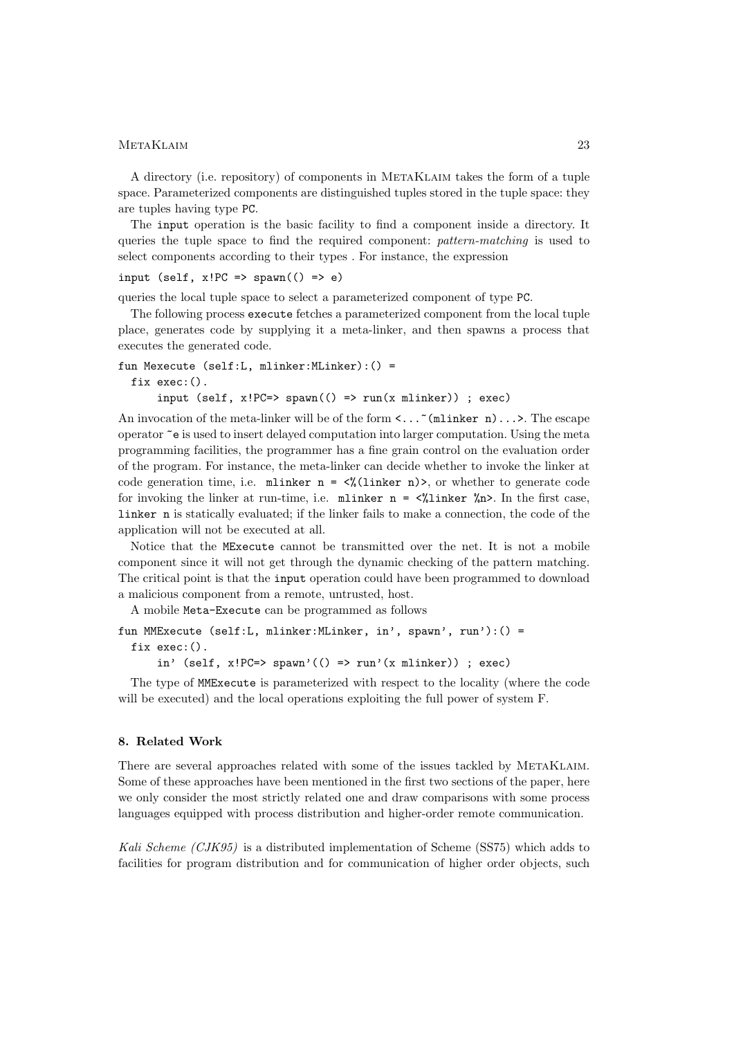A directory (i.e. repository) of components in MetaKlaim takes the form of a tuple space. Parameterized components are distinguished tuples stored in the tuple space: they are tuples having type `PC`.

The `input` operation is the basic facility to find a component inside a directory. It queries the tuple space to find the required component: *pattern-matching* is used to select components according to their types . For instance, the expression

```
input (self, x!PC => spawn(() => e)
```

queries the local tuple space to select a parameterized component of type `PC`.

The following process `execute` fetches a parameterized component from the local tuple place, generates code by supplying it a meta-linker, and then spawns a process that executes the generated code.

```
fun Mexecute (self:L, mlinker:MLinker):() =
  fix exec:().
      input (self, x!PC=> spawn(() => run(x mlinker)) ; exec)
```

An invocation of the meta-linker will be of the form `<...~(mlinker n)...>`. The escape operator `~e` is used to insert delayed computation into larger computation. Using the meta programming facilities, the programmer has a fine grain control on the evaluation order of the program. For instance, the meta-linker can decide whether to invoke the linker at code generation time, i.e. `mlinker n = <%(linker n)>`, or whether to generate code for invoking the linker at run-time, i.e. `mlinker n = <%linker %n>`. In the first case, `linker n` is statically evaluated; if the linker fails to make a connection, the code of the application will not be executed at all.

Notice that the `MExecute` cannot be transmitted over the net. It is not a mobile component since it will not get through the dynamic checking of the pattern matching. The critical point is that the `input` operation could have been programmed to download a malicious component from a remote, untrusted, host.

A mobile `Meta-Execute` can be programmed as follows

```
fun MMExecute (self:L, mlinker:MLinker, in', spawn', run'):() =
  fix exec:().
      in' (self, x!PC=> spawn'(() => run'(x mlinker)) ; exec)
```

The type of `MMExecute` is parameterized with respect to the locality (where the code will be executed) and the local operations exploiting the full power of system F.

## 8. Related Work

There are several approaches related with some of the issues tackled by MetaKlaim. Some of these approaches have been mentioned in the first two sections of the paper, here we only consider the most strictly related one and draw comparisons with some process languages equipped with process distribution and higher-order remote communication.

*Kali Scheme (CJK95)* is a distributed implementation of Scheme (SS75) which adds to facilities for program distribution and for communication of higher order objects, such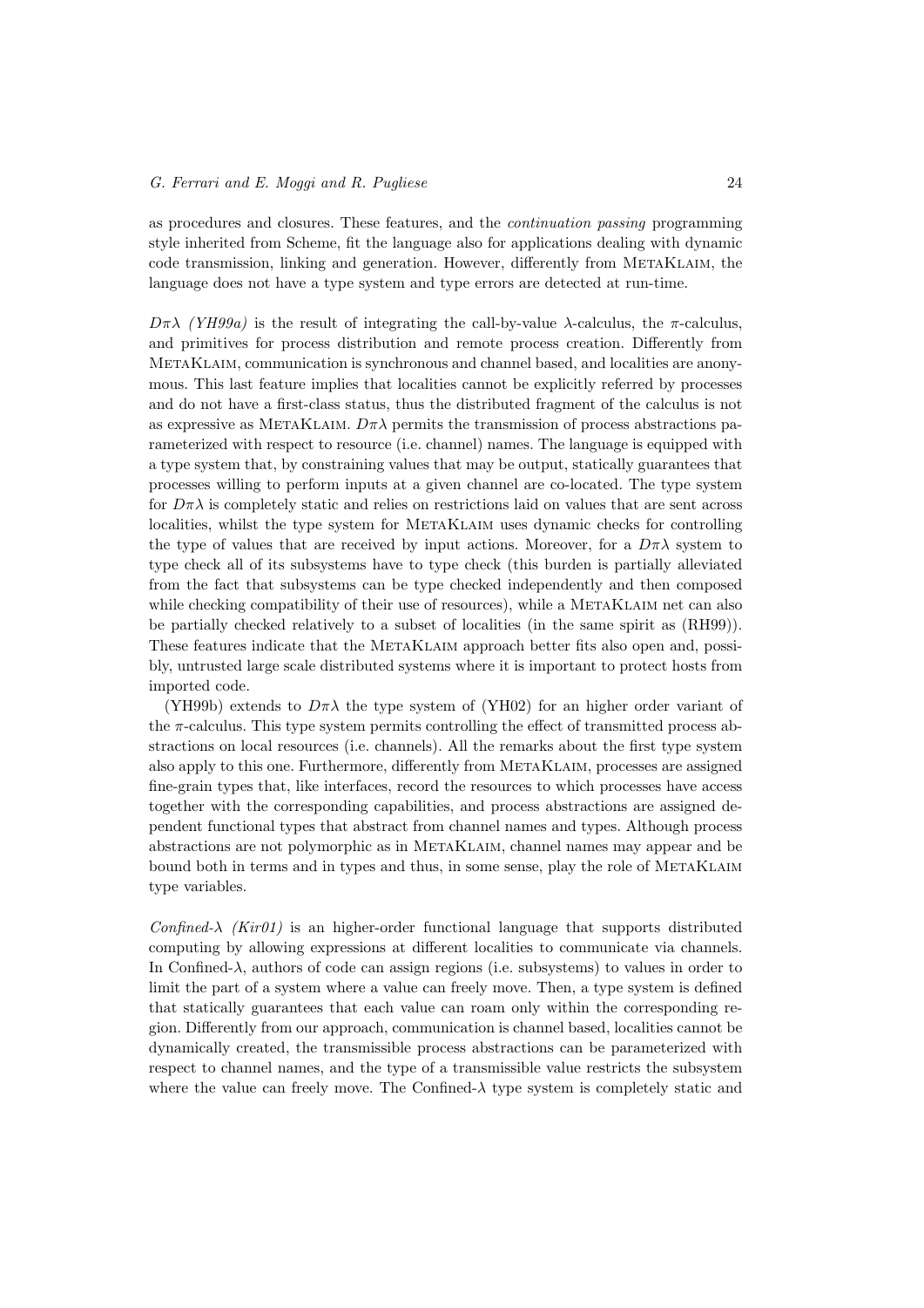as procedures and closures. These features, and the *continuation passing* programming style inherited from Scheme, fit the language also for applications dealing with dynamic code transmission, linking and generation. However, differently from MetaKlaim, the language does not have a type system and type errors are detected at run-time.

*$D\pi\lambda$ (YH99a)* is the result of integrating the call-by-value $\lambda$-calculus, the $\pi$-calculus, and primitives for process distribution and remote process creation. Differently from MetaKlaim, communication is synchronous and channel based, and localities are anonymous. This last feature implies that localities cannot be explicitly referred by processes and do not have a first-class status, thus the distributed fragment of the calculus is not as expressive as MetaKlaim. $D\pi\lambda$ permits the transmission of process abstractions parameterized with respect to resource (i.e. channel) names. The language is equipped with a type system that, by constraining values that may be output, statically guarantees that processes willing to perform inputs at a given channel are co-located. The type system for $D\pi\lambda$ is completely static and relies on restrictions laid on values that are sent across localities, whilst the type system for MetaKlaim uses dynamic checks for controlling the type of values that are received by input actions. Moreover, for a $D\pi\lambda$ system to type check all of its subsystems have to type check (this burden is partially alleviated from the fact that subsystems can be type checked independently and then composed while checking compatibility of their use of resources), while a MetaKlaim net can also be partially checked relatively to a subset of localities (in the same spirit as (RH99)). These features indicate that the MetaKlaim approach better fits also open and, possibly, untrusted large scale distributed systems where it is important to protect hosts from imported code.

(YH99b) extends to $D\pi\lambda$ the type system of (YH02) for an higher order variant of the $\pi$-calculus. This type system permits controlling the effect of transmitted process abstractions on local resources (i.e. channels). All the remarks about the first type system also apply to this one. Furthermore, differently from MetaKlaim, processes are assigned fine-grain types that, like interfaces, record the resources to which processes have access together with the corresponding capabilities, and process abstractions are assigned dependent functional types that abstract from channel names and types. Although process abstractions are not polymorphic as in MetaKlaim, channel names may appear and be bound both in terms and in types and thus, in some sense, play the role of MetaKlaim type variables.

*Confined-$\lambda$ (Kir01)* is an higher-order functional language that supports distributed computing by allowing expressions at different localities to communicate via channels. In Confined-$\lambda$, authors of code can assign regions (i.e. subsystems) to values in order to limit the part of a system where a value can freely move. Then, a type system is defined that statically guarantees that each value can roam only within the corresponding region. Differently from our approach, communication is channel based, localities cannot be dynamically created, the transmissible process abstractions can be parameterized with respect to channel names, and the type of a transmissible value restricts the subsystem where the value can freely move. The Confined-$\lambda$ type system is completely static and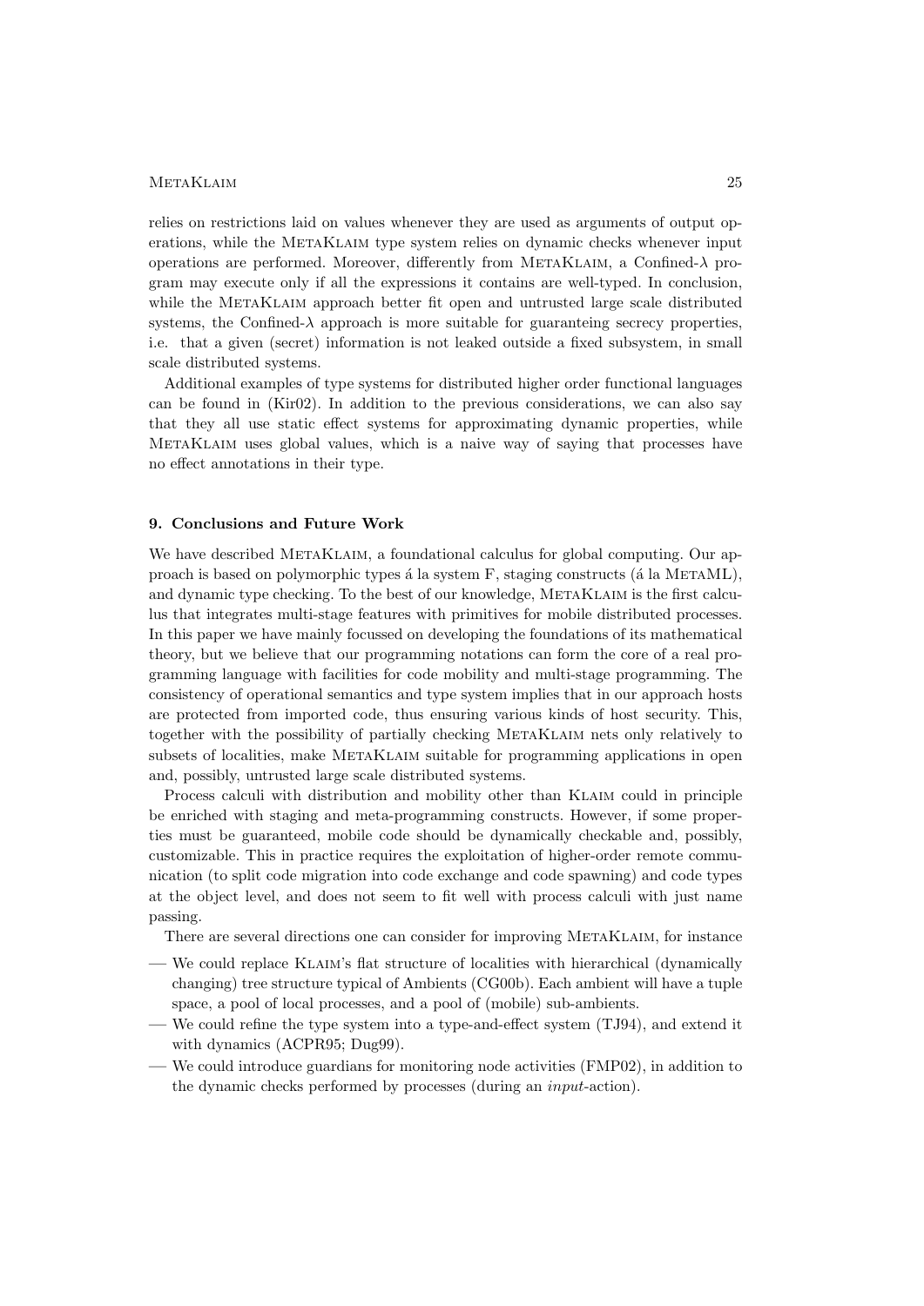relies on restrictions laid on values whenever they are used as arguments of output operations, while the MetaKlaim type system relies on dynamic checks whenever input operations are performed. Moreover, differently from MetaKlaim, a Confined-$\lambda$ program may execute only if all the expressions it contains are well-typed. In conclusion, while the MetaKlaim approach better fit open and untrusted large scale distributed systems, the Confined-$\lambda$ approach is more suitable for guaranteing secrecy properties, i.e. that a given (secret) information is not leaked outside a fixed subsystem, in small scale distributed systems.

Additional examples of type systems for distributed higher order functional languages can be found in (Kir02). In addition to the previous considerations, we can also say that they all use static effect systems for approximating dynamic properties, while MetaKlaim uses global values, which is a naive way of saying that processes have no effect annotations in their type.

## 9. Conclusions and Future Work

We have described MetaKlaim, a foundational calculus for global computing. Our approach is based on polymorphic types á la system F, staging constructs (á la MetaML), and dynamic type checking. To the best of our knowledge, MetaKlaim is the first calculus that integrates multi-stage features with primitives for mobile distributed processes. In this paper we have mainly focussed on developing the foundations of its mathematical theory, but we believe that our programming notations can form the core of a real programming language with facilities for code mobility and multi-stage programming. The consistency of operational semantics and type system implies that in our approach hosts are protected from imported code, thus ensuring various kinds of host security. This, together with the possibility of partially checking MetaKlaim nets only relatively to subsets of localities, make MetaKlaim suitable for programming applications in open and, possibly, untrusted large scale distributed systems.

Process calculi with distribution and mobility other than Klaim could in principle be enriched with staging and meta-programming constructs. However, if some properties must be guaranteed, mobile code should be dynamically checkable and, possibly, customizable. This in practice requires the exploitation of higher-order remote communication (to split code migration into code exchange and code spawning) and code types at the object level, and does not seem to fit well with process calculi with just name passing.

There are several directions one can consider for improving MetaKlaim, for instance

- We could replace Klaim's flat structure of localities with hierarchical (dynamically changing) tree structure typical of Ambients (CG00b). Each ambient will have a tuple space, a pool of local processes, and a pool of (mobile) sub-ambients.
- We could refine the type system into a type-and-effect system (TJ94), and extend it with dynamics (ACPR95; Dug99).
- We could introduce guardians for monitoring node activities (FMP02), in addition to the dynamic checks performed by processes (during an *input*-action).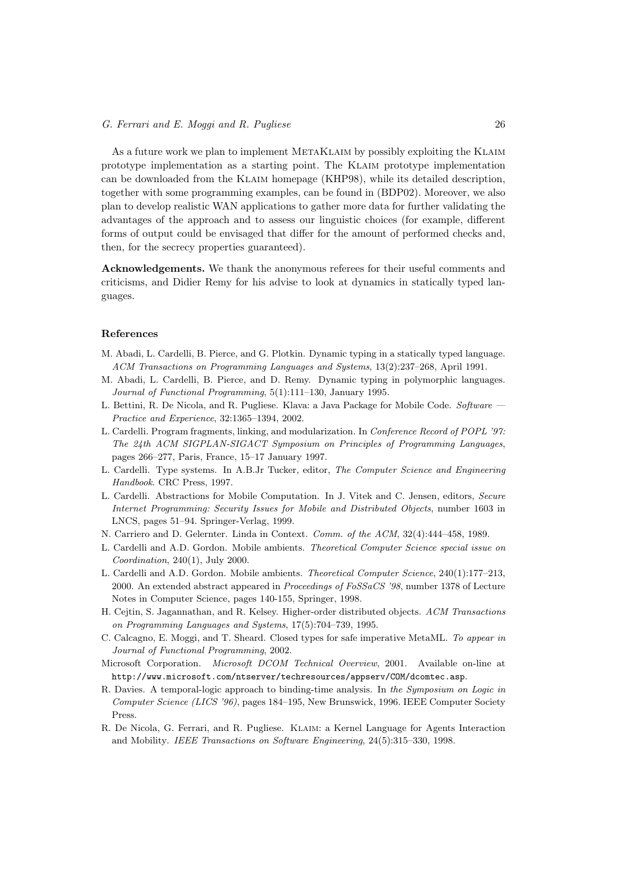As a future work we plan to implement MetaKlaim by possibly exploiting the Klaim prototype implementation as a starting point. The Klaim prototype implementation can be downloaded from the Klaim homepage (KHP98), while its detailed description, together with some programming examples, can be found in (BDP02). Moreover, we also plan to develop realistic WAN applications to gather more data for further validating the advantages of the approach and to assess our linguistic choices (for example, different forms of output could be envisaged that differ for the amount of performed checks and, then, for the secrecy properties guaranteed).

**Acknowledgements.** We thank the anonymous referees for their useful comments and criticisms, and Didier Remy for his advise to look at dynamics in statically typed languages.

## References

M. Abadi, L. Cardelli, B. Pierce, and G. Plotkin. Dynamic typing in a statically typed language. *ACM Transactions on Programming Languages and Systems*, 13(2):237–268, April 1991.

M. Abadi, L. Cardelli, B. Pierce, and D. Remy. Dynamic typing in polymorphic languages. *Journal of Functional Programming*, 5(1):111–130, January 1995.

L. Bettini, R. De Nicola, and R. Pugliese. Klava: a Java Package for Mobile Code. *Software — Practice and Experience*, 32:1365–1394, 2002.

L. Cardelli. Program fragments, linking, and modularization. In *Conference Record of POPL '97: The 24th ACM SIGPLAN-SIGACT Symposium on Principles of Programming Languages*, pages 266–277, Paris, France, 15–17 January 1997.

L. Cardelli. Type systems. In A.B.Jr Tucker, editor, *The Computer Science and Engineering Handbook*. CRC Press, 1997.

L. Cardelli. Abstractions for Mobile Computation. In J. Vitek and C. Jensen, editors, *Secure Internet Programming: Security Issues for Mobile and Distributed Objects*, number 1603 in LNCS, pages 51–94. Springer-Verlag, 1999.

N. Carriero and D. Gelernter. Linda in Context. *Comm. of the ACM*, 32(4):444–458, 1989.

L. Cardelli and A.D. Gordon. Mobile ambients. *Theoretical Computer Science special issue on Coordination*, 240(1), July 2000.

L. Cardelli and A.D. Gordon. Mobile ambients. *Theoretical Computer Science*, 240(1):177–213, 2000. An extended abstract appeared in *Proceedings of FoSSaCS '98*, number 1378 of Lecture Notes in Computer Science, pages 140-155, Springer, 1998.

H. Cejtin, S. Jagannathan, and R. Kelsey. Higher-order distributed objects. *ACM Transactions on Programming Languages and Systems*, 17(5):704–739, 1995.

C. Calcagno, E. Moggi, and T. Sheard. Closed types for safe imperative MetaML. *To appear in Journal of Functional Programming*, 2002.

Microsoft Corporation. *Microsoft DCOM Technical Overview*, 2001. Available on-line at `http://www.microsoft.com/ntserver/techresources/appserv/COM/dcomtec.asp`.

R. Davies. A temporal-logic approach to binding-time analysis. In *the Symposium on Logic in Computer Science (LICS '96)*, pages 184–195, New Brunswick, 1996. IEEE Computer Society Press.

R. De Nicola, G. Ferrari, and R. Pugliese. Klaim: a Kernel Language for Agents Interaction and Mobility. *IEEE Transactions on Software Engineering*, 24(5):315–330, 1998.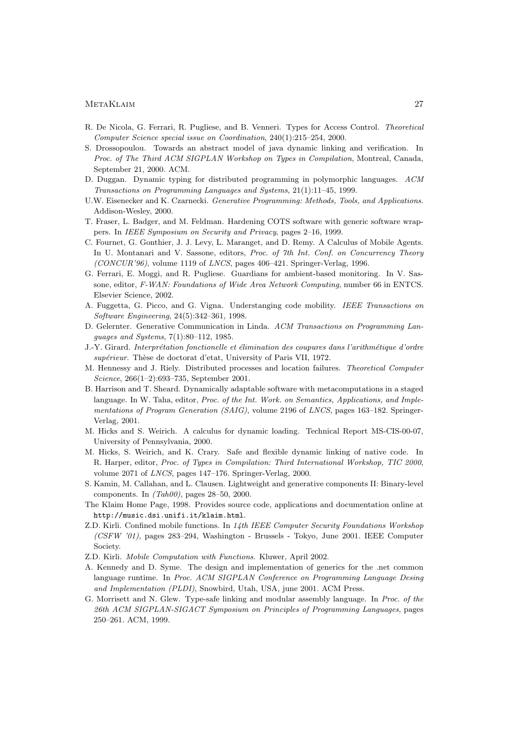R. De Nicola, G. Ferrari, R. Pugliese, and B. Venneri. Types for Access Control. *Theoretical Computer Science special issue on Coordination*, 240(1):215–254, 2000.

S. Drossopoulou. Towards an abstract model of java dynamic linking and verification. In *Proc. of The Third ACM SIGPLAN Workshop on Types in Compilation*, Montreal, Canada, September 21, 2000. ACM.

D. Duggan. Dynamic typing for distributed programming in polymorphic languages. *ACM Transactions on Programming Languages and Systems*, 21(1):11–45, 1999.

U.W. Eisenecker and K. Czarnecki. *Generative Programming: Methods, Tools, and Applications*. Addison-Wesley, 2000.

T. Fraser, L. Badger, and M. Feldman. Hardening COTS software with generic software wrappers. In *IEEE Symposium on Security and Privacy*, pages 2–16, 1999.

C. Fournet, G. Gonthier, J. J. Levy, L. Maranget, and D. Remy. A Calculus of Mobile Agents. In U. Montanari and V. Sassone, editors, *Proc. of 7th Int. Conf. on Concurrency Theory (CONCUR'96)*, volume 1119 of *LNCS*, pages 406–421. Springer-Verlag, 1996.

G. Ferrari, E. Moggi, and R. Pugliese. Guardians for ambient-based monitoring. In V. Sassone, editor, *F-WAN: Foundations of Wide Area Network Computing*, number 66 in ENTCS. Elsevier Science, 2002.

A. Fuggetta, G. Picco, and G. Vigna. Understanging code mobility. *IEEE Transactions on Software Engineering*, 24(5):342–361, 1998.

D. Gelernter. Generative Communication in Linda. *ACM Transactions on Programming Languages and Systems*, 7(1):80–112, 1985.

J.-Y. Girard. *Interprétation fonctionelle et élimination des coupures dans l'arithmétique d'ordre supérieur.* Thèse de doctorat d'etat, University of Paris VII, 1972.

M. Hennessy and J. Riely. Distributed processes and location failures. *Theoretical Computer Science*, 266(1–2):693–735, September 2001.

B. Harrison and T. Sheard. Dynamically adaptable software with metacomputations in a staged language. In W. Taha, editor, *Proc. of the Int. Work. on Semantics, Applications, and Implementations of Program Generation (SAIG)*, volume 2196 of *LNCS*, pages 163–182. Springer-Verlag, 2001.

M. Hicks and S. Weirich. A calculus for dynamic loading. Technical Report MS-CIS-00-07, University of Pennsylvania, 2000.

M. Hicks, S. Weirich, and K. Crary. Safe and flexible dynamic linking of native code. In R. Harper, editor, *Proc. of Types in Compilation: Third International Workshop, TIC 2000*, volume 2071 of *LNCS*, pages 147–176. Springer-Verlag, 2000.

S. Kamin, M. Callahan, and L. Clausen. Lightweight and generative components II: Binary-level components. In *(Tah00)*, pages 28–50, 2000.

The Klaim Home Page, 1998. Provides source code, applications and documentation online at http://music.dsi.unifi.it/klaim.html.

Z.D. Kirli. Confined mobile functions. In *14th IEEE Computer Security Foundations Workshop (CSFW '01)*, pages 283–294, Washington - Brussels - Tokyo, June 2001. IEEE Computer Society.

Z.D. Kirli. *Mobile Computation with Functions.* Kluwer, April 2002.

A. Kennedy and D. Syme. The design and implementation of generics for the .net common language runtime. In *Proc. ACM SIGPLAN Conference on Programming Language Desing and Implementation (PLDI)*, Snowbird, Utah, USA, june 2001. ACM Press.

G. Morrisett and N. Glew. Type-safe linking and modular assembly language. In *Proc. of the 26th ACM SIGPLAN-SIGACT Symposium on Principles of Programming Languages*, pages 250–261. ACM, 1999.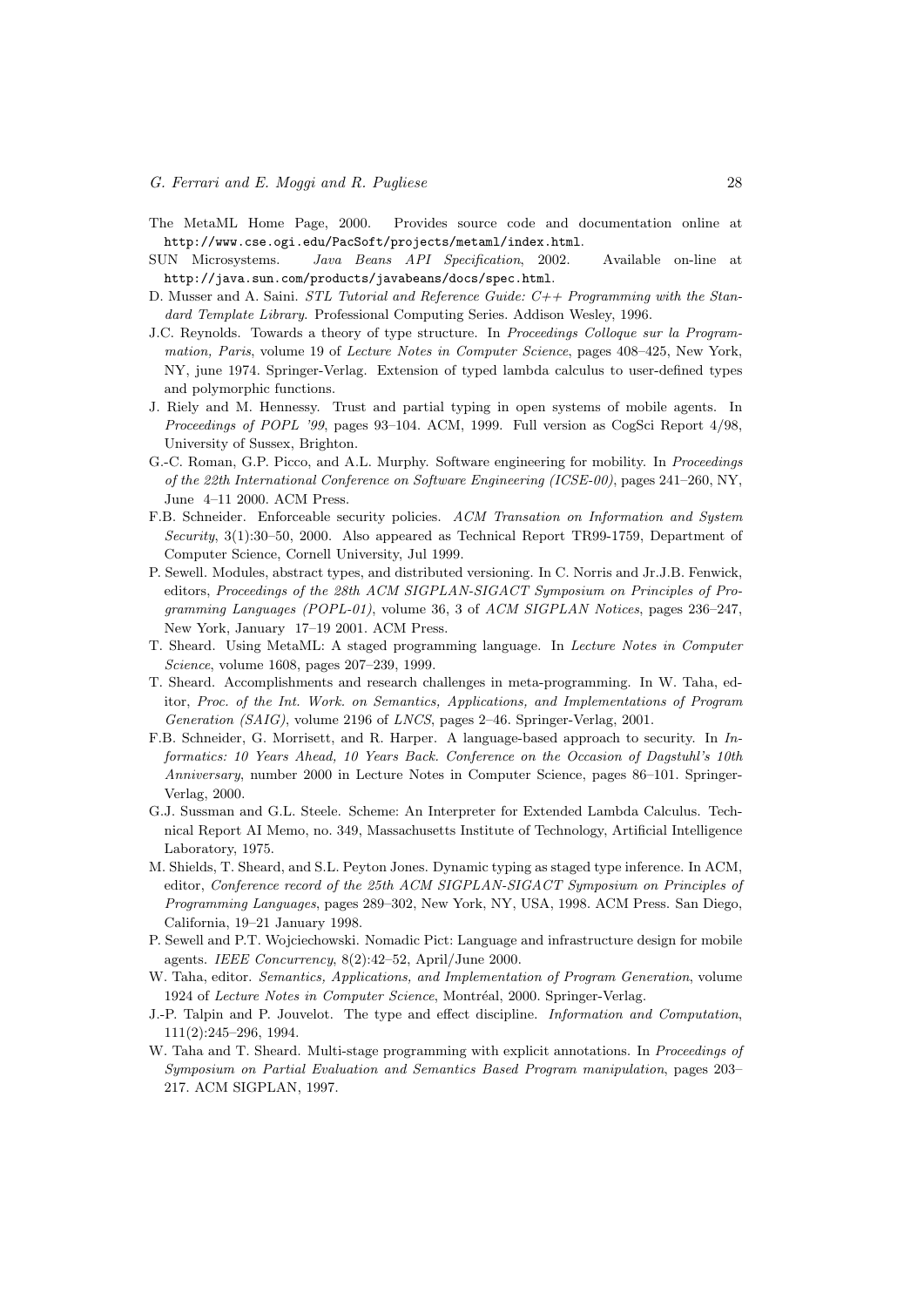The MetaML Home Page, 2000. Provides source code and documentation online at http://www.cse.ogi.edu/PacSoft/projects/metaml/index.html.

SUN Microsystems. *Java Beans API Specification*, 2002. Available on-line at http://java.sun.com/products/javabeans/docs/spec.html.

D. Musser and A. Saini. *STL Tutorial and Reference Guide: C++ Programming with the Standard Template Library*. Professional Computing Series. Addison Wesley, 1996.

J.C. Reynolds. Towards a theory of type structure. In *Proceedings Colloque sur la Programmation, Paris*, volume 19 of *Lecture Notes in Computer Science*, pages 408–425, New York, NY, june 1974. Springer-Verlag. Extension of typed lambda calculus to user-defined types and polymorphic functions.

J. Riely and M. Hennessy. Trust and partial typing in open systems of mobile agents. In *Proceedings of POPL '99*, pages 93–104. ACM, 1999. Full version as CogSci Report 4/98, University of Sussex, Brighton.

G.-C. Roman, G.P. Picco, and A.L. Murphy. Software engineering for mobility. In *Proceedings of the 22th International Conference on Software Engineering (ICSE-00)*, pages 241–260, NY, June 4–11 2000. ACM Press.

F.B. Schneider. Enforceable security policies. *ACM Transation on Information and System Security*, 3(1):30–50, 2000. Also appeared as Technical Report TR99-1759, Department of Computer Science, Cornell University, Jul 1999.

P. Sewell. Modules, abstract types, and distributed versioning. In C. Norris and Jr.J.B. Fenwick, editors, *Proceedings of the 28th ACM SIGPLAN-SIGACT Symposium on Principles of Programming Languages (POPL-01)*, volume 36, 3 of *ACM SIGPLAN Notices*, pages 236–247, New York, January 17–19 2001. ACM Press.

T. Sheard. Using MetaML: A staged programming language. In *Lecture Notes in Computer Science*, volume 1608, pages 207–239, 1999.

T. Sheard. Accomplishments and research challenges in meta-programming. In W. Taha, editor, *Proc. of the Int. Work. on Semantics, Applications, and Implementations of Program Generation (SAIG)*, volume 2196 of *LNCS*, pages 2–46. Springer-Verlag, 2001.

F.B. Schneider, G. Morrisett, and R. Harper. A language-based approach to security. In *Informatics: 10 Years Ahead, 10 Years Back. Conference on the Occasion of Dagstuhl's 10th Anniversary*, number 2000 in Lecture Notes in Computer Science, pages 86–101. Springer-Verlag, 2000.

G.J. Sussman and G.L. Steele. Scheme: An Interpreter for Extended Lambda Calculus. Technical Report AI Memo, no. 349, Massachusetts Institute of Technology, Artificial Intelligence Laboratory, 1975.

M. Shields, T. Sheard, and S.L. Peyton Jones. Dynamic typing as staged type inference. In ACM, editor, *Conference record of the 25th ACM SIGPLAN-SIGACT Symposium on Principles of Programming Languages*, pages 289–302, New York, NY, USA, 1998. ACM Press. San Diego, California, 19–21 January 1998.

P. Sewell and P.T. Wojciechowski. Nomadic Pict: Language and infrastructure design for mobile agents. *IEEE Concurrency*, 8(2):42–52, April/June 2000.

W. Taha, editor. *Semantics, Applications, and Implementation of Program Generation*, volume 1924 of *Lecture Notes in Computer Science*, Montréal, 2000. Springer-Verlag.

J.-P. Talpin and P. Jouvelot. The type and effect discipline. *Information and Computation*, 111(2):245–296, 1994.

W. Taha and T. Sheard. Multi-stage programming with explicit annotations. In *Proceedings of Symposium on Partial Evaluation and Semantics Based Program manipulation*, pages 203–217. ACM SIGPLAN, 1997.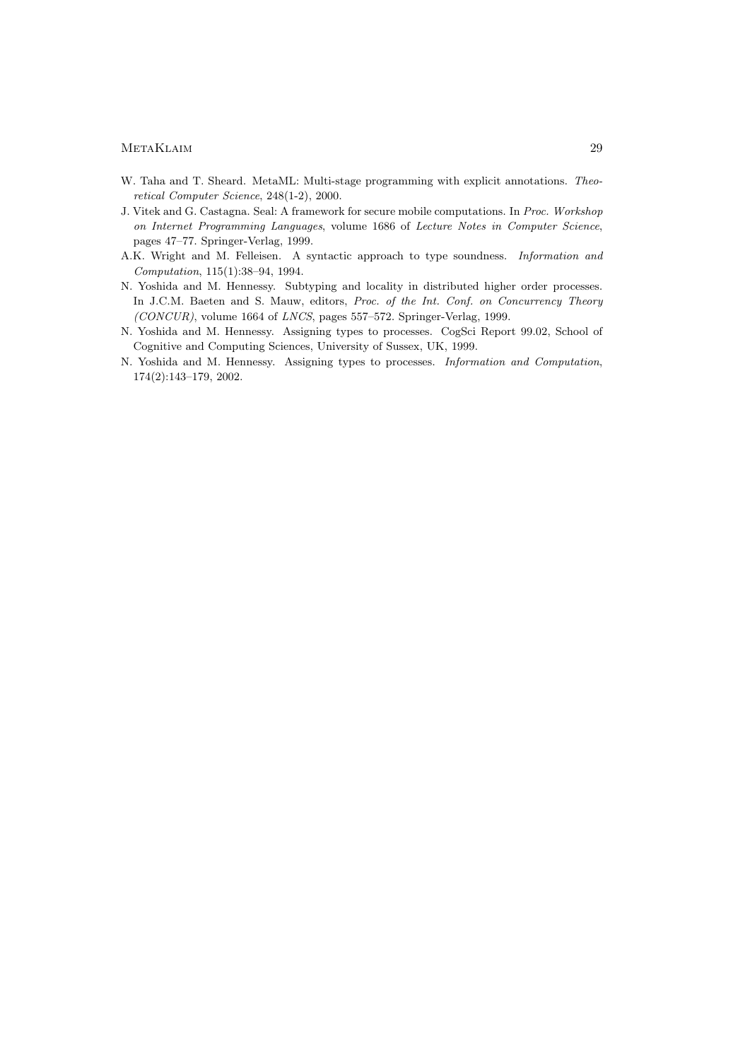W. Taha and T. Sheard. MetaML: Multi-stage programming with explicit annotations. *Theoretical Computer Science*, 248(1-2), 2000.

J. Vitek and G. Castagna. Seal: A framework for secure mobile computations. In *Proc. Workshop on Internet Programming Languages*, volume 1686 of *Lecture Notes in Computer Science*, pages 47–77. Springer-Verlag, 1999.

A.K. Wright and M. Felleisen. A syntactic approach to type soundness. *Information and Computation*, 115(1):38–94, 1994.

N. Yoshida and M. Hennessy. Subtyping and locality in distributed higher order processes. In J.C.M. Baeten and S. Mauw, editors, *Proc. of the Int. Conf. on Concurrency Theory (CONCUR)*, volume 1664 of *LNCS*, pages 557–572. Springer-Verlag, 1999.

N. Yoshida and M. Hennessy. Assigning types to processes. CogSci Report 99.02, School of Cognitive and Computing Sciences, University of Sussex, UK, 1999.

N. Yoshida and M. Hennessy. Assigning types to processes. *Information and Computation*, 174(2):143–179, 2002.